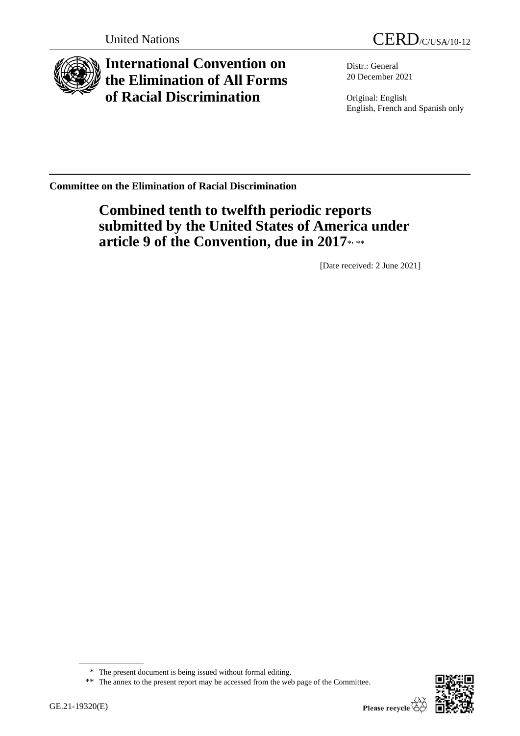United Nations

CERD/C/USA/10-12

# International Convention on the Elimination of All Forms of Racial Discrimination

Distr.: General
20 December 2021

Original: English
English, French and Spanish only

**Committee on the Elimination of Racial Discrimination**

## Combined tenth to twelfth periodic reports submitted by the United States of America under article 9 of the Convention, due in 2017*, **

[Date received: 2 June 2021]

\* The present document is being issued without formal editing.

\*\* The annex to the present report may be accessed from the web page of the Committee.

GE.21-19320(E)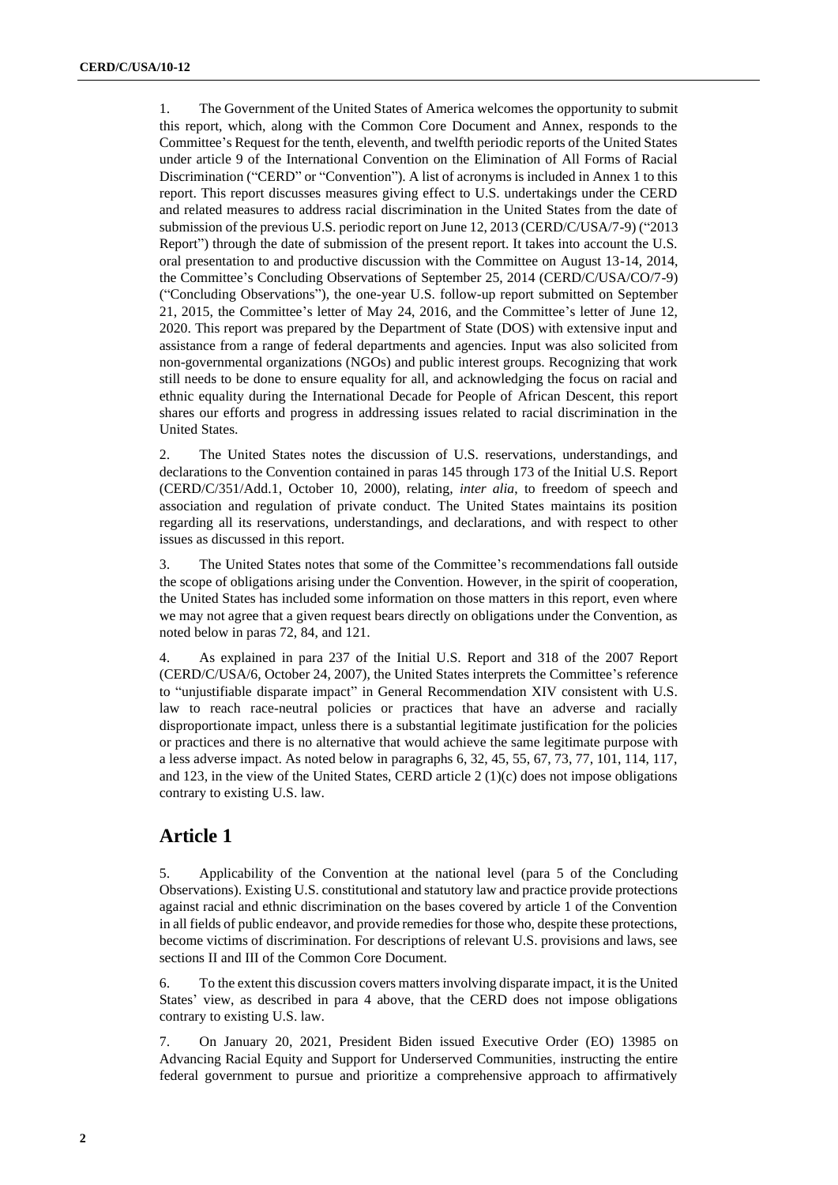1. The Government of the United States of America welcomes the opportunity to submit this report, which, along with the Common Core Document and Annex, responds to the Committee's Request for the tenth, eleventh, and twelfth periodic reports of the United States under article 9 of the International Convention on the Elimination of All Forms of Racial Discrimination ("CERD" or "Convention"). A list of acronyms is included in Annex 1 to this report. This report discusses measures giving effect to U.S. undertakings under the CERD and related measures to address racial discrimination in the United States from the date of submission of the previous U.S. periodic report on June 12, 2013 (CERD/C/USA/7-9) ("2013 Report") through the date of submission of the present report. It takes into account the U.S. oral presentation to and productive discussion with the Committee on August 13-14, 2014, the Committee's Concluding Observations of September 25, 2014 (CERD/C/USA/CO/7-9) ("Concluding Observations"), the one-year U.S. follow-up report submitted on September 21, 2015, the Committee's letter of May 24, 2016, and the Committee's letter of June 12, 2020. This report was prepared by the Department of State (DOS) with extensive input and assistance from a range of federal departments and agencies. Input was also solicited from non-governmental organizations (NGOs) and public interest groups. Recognizing that work still needs to be done to ensure equality for all, and acknowledging the focus on racial and ethnic equality during the International Decade for People of African Descent, this report shares our efforts and progress in addressing issues related to racial discrimination in the United States.

2. The United States notes the discussion of U.S. reservations, understandings, and declarations to the Convention contained in paras 145 through 173 of the Initial U.S. Report (CERD/C/351/Add.1, October 10, 2000), relating, *inter alia*, to freedom of speech and association and regulation of private conduct. The United States maintains its position regarding all its reservations, understandings, and declarations, and with respect to other issues as discussed in this report.

3. The United States notes that some of the Committee's recommendations fall outside the scope of obligations arising under the Convention. However, in the spirit of cooperation, the United States has included some information on those matters in this report, even where we may not agree that a given request bears directly on obligations under the Convention, as noted below in paras 72, 84, and 121.

4. As explained in para 237 of the Initial U.S. Report and 318 of the 2007 Report (CERD/C/USA/6, October 24, 2007), the United States interprets the Committee's reference to "unjustifiable disparate impact" in General Recommendation XIV consistent with U.S. law to reach race-neutral policies or practices that have an adverse and racially disproportionate impact, unless there is a substantial legitimate justification for the policies or practices and there is no alternative that would achieve the same legitimate purpose with a less adverse impact. As noted below in paragraphs 6, 32, 45, 55, 67, 73, 77, 101, 114, 117, and 123, in the view of the United States, CERD article 2 (1)(c) does not impose obligations contrary to existing U.S. law.

## Article 1

5. Applicability of the Convention at the national level (para 5 of the Concluding Observations). Existing U.S. constitutional and statutory law and practice provide protections against racial and ethnic discrimination on the bases covered by article 1 of the Convention in all fields of public endeavor, and provide remedies for those who, despite these protections, become victims of discrimination. For descriptions of relevant U.S. provisions and laws, see sections II and III of the Common Core Document.

6. To the extent this discussion covers matters involving disparate impact, it is the United States' view, as described in para 4 above, that the CERD does not impose obligations contrary to existing U.S. law.

7. On January 20, 2021, President Biden issued Executive Order (EO) 13985 on Advancing Racial Equity and Support for Underserved Communities, instructing the entire federal government to pursue and prioritize a comprehensive approach to affirmatively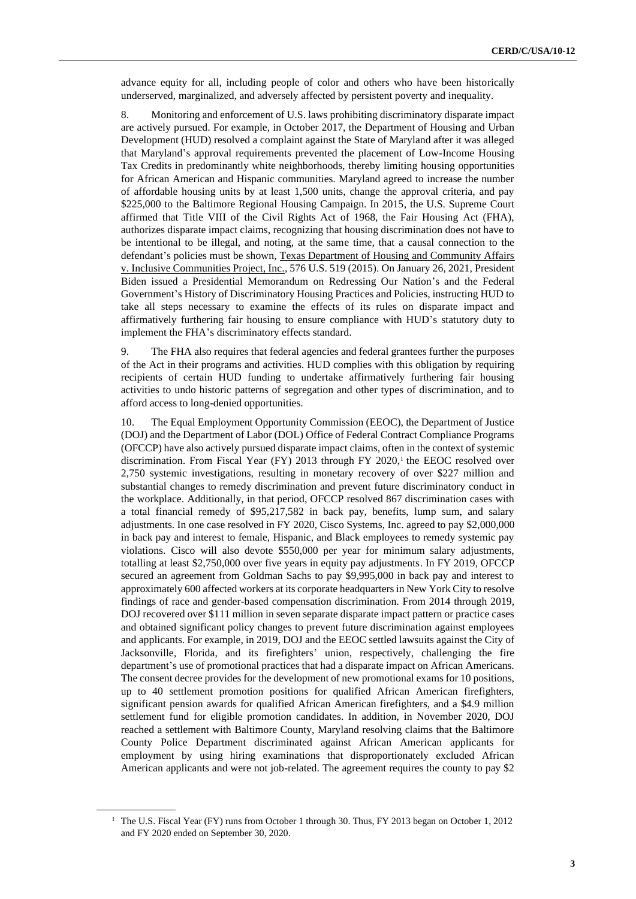advance equity for all, including people of color and others who have been historically underserved, marginalized, and adversely affected by persistent poverty and inequality.

8. Monitoring and enforcement of U.S. laws prohibiting discriminatory disparate impact are actively pursued. For example, in October 2017, the Department of Housing and Urban Development (HUD) resolved a complaint against the State of Maryland after it was alleged that Maryland's approval requirements prevented the placement of Low-Income Housing Tax Credits in predominantly white neighborhoods, thereby limiting housing opportunities for African American and Hispanic communities. Maryland agreed to increase the number of affordable housing units by at least 1,500 units, change the approval criteria, and pay $225,000 to the Baltimore Regional Housing Campaign. In 2015, the U.S. Supreme Court affirmed that Title VIII of the Civil Rights Act of 1968, the Fair Housing Act (FHA), authorizes disparate impact claims, recognizing that housing discrimination does not have to be intentional to be illegal, and noting, at the same time, that a causal connection to the defendant's policies must be shown, Texas Department of Housing and Community Affairs v. Inclusive Communities Project, Inc., 576 U.S. 519 (2015). On January 26, 2021, President Biden issued a Presidential Memorandum on Redressing Our Nation's and the Federal Government's History of Discriminatory Housing Practices and Policies, instructing HUD to take all steps necessary to examine the effects of its rules on disparate impact and affirmatively furthering fair housing to ensure compliance with HUD's statutory duty to implement the FHA's discriminatory effects standard.

9. The FHA also requires that federal agencies and federal grantees further the purposes of the Act in their programs and activities. HUD complies with this obligation by requiring recipients of certain HUD funding to undertake affirmatively furthering fair housing activities to undo historic patterns of segregation and other types of discrimination, and to afford access to long-denied opportunities.

10. The Equal Employment Opportunity Commission (EEOC), the Department of Justice (DOJ) and the Department of Labor (DOL) Office of Federal Contract Compliance Programs (OFCCP) have also actively pursued disparate impact claims, often in the context of systemic discrimination. From Fiscal Year (FY) 2013 through FY 2020,[1] the EEOC resolved over 2,750 systemic investigations, resulting in monetary recovery of over $227 million and substantial changes to remedy discrimination and prevent future discriminatory conduct in the workplace. Additionally, in that period, OFCCP resolved 867 discrimination cases with a total financial remedy of $95,217,582 in back pay, benefits, lump sum, and salary adjustments. In one case resolved in FY 2020, Cisco Systems, Inc. agreed to pay $2,000,000 in back pay and interest to female, Hispanic, and Black employees to remedy systemic pay violations. Cisco will also devote $550,000 per year for minimum salary adjustments, totalling at least $2,750,000 over five years in equity pay adjustments. In FY 2019, OFCCP secured an agreement from Goldman Sachs to pay $9,995,000 in back pay and interest to approximately 600 affected workers at its corporate headquarters in New York City to resolve findings of race and gender-based compensation discrimination. From 2014 through 2019, DOJ recovered over $111 million in seven separate disparate impact pattern or practice cases and obtained significant policy changes to prevent future discrimination against employees and applicants. For example, in 2019, DOJ and the EEOC settled lawsuits against the City of Jacksonville, Florida, and its firefighters' union, respectively, challenging the fire department's use of promotional practices that had a disparate impact on African Americans. The consent decree provides for the development of new promotional exams for 10 positions, up to 40 settlement promotion positions for qualified African American firefighters, significant pension awards for qualified African American firefighters, and a $4.9 million settlement fund for eligible promotion candidates. In addition, in November 2020, DOJ reached a settlement with Baltimore County, Maryland resolving claims that the Baltimore County Police Department discriminated against African American applicants for employment by using hiring examinations that disproportionately excluded African American applicants and were not job-related. The agreement requires the county to pay $2

[1] The U.S. Fiscal Year (FY) runs from October 1 through 30. Thus, FY 2013 began on October 1, 2012 and FY 2020 ended on September 30, 2020.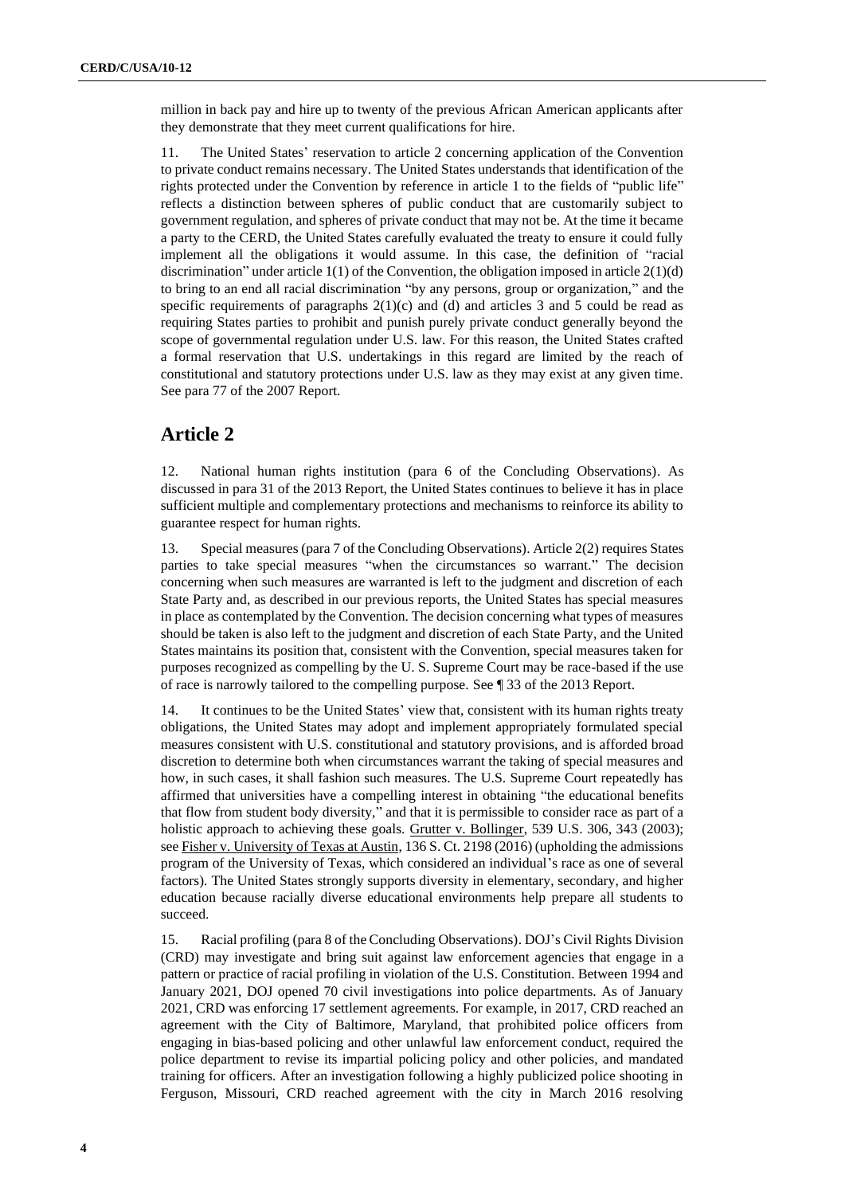million in back pay and hire up to twenty of the previous African American applicants after they demonstrate that they meet current qualifications for hire.

11. The United States' reservation to article 2 concerning application of the Convention to private conduct remains necessary. The United States understands that identification of the rights protected under the Convention by reference in article 1 to the fields of "public life" reflects a distinction between spheres of public conduct that are customarily subject to government regulation, and spheres of private conduct that may not be. At the time it became a party to the CERD, the United States carefully evaluated the treaty to ensure it could fully implement all the obligations it would assume. In this case, the definition of "racial discrimination" under article 1(1) of the Convention, the obligation imposed in article 2(1)(d) to bring to an end all racial discrimination "by any persons, group or organization," and the specific requirements of paragraphs 2(1)(c) and (d) and articles 3 and 5 could be read as requiring States parties to prohibit and punish purely private conduct generally beyond the scope of governmental regulation under U.S. law. For this reason, the United States crafted a formal reservation that U.S. undertakings in this regard are limited by the reach of constitutional and statutory protections under U.S. law as they may exist at any given time. See para 77 of the 2007 Report.

## Article 2

12. National human rights institution (para 6 of the Concluding Observations). As discussed in para 31 of the 2013 Report, the United States continues to believe it has in place sufficient multiple and complementary protections and mechanisms to reinforce its ability to guarantee respect for human rights.

13. Special measures (para 7 of the Concluding Observations). Article 2(2) requires States parties to take special measures "when the circumstances so warrant." The decision concerning when such measures are warranted is left to the judgment and discretion of each State Party and, as described in our previous reports, the United States has special measures in place as contemplated by the Convention. The decision concerning what types of measures should be taken is also left to the judgment and discretion of each State Party, and the United States maintains its position that, consistent with the Convention, special measures taken for purposes recognized as compelling by the U. S. Supreme Court may be race-based if the use of race is narrowly tailored to the compelling purpose. See ¶ 33 of the 2013 Report.

14. It continues to be the United States' view that, consistent with its human rights treaty obligations, the United States may adopt and implement appropriately formulated special measures consistent with U.S. constitutional and statutory provisions, and is afforded broad discretion to determine both when circumstances warrant the taking of special measures and how, in such cases, it shall fashion such measures. The U.S. Supreme Court repeatedly has affirmed that universities have a compelling interest in obtaining "the educational benefits that flow from student body diversity," and that it is permissible to consider race as part of a holistic approach to achieving these goals. Grutter v. Bollinger, 539 U.S. 306, 343 (2003); see Fisher v. University of Texas at Austin, 136 S. Ct. 2198 (2016) (upholding the admissions program of the University of Texas, which considered an individual's race as one of several factors). The United States strongly supports diversity in elementary, secondary, and higher education because racially diverse educational environments help prepare all students to succeed.

15. Racial profiling (para 8 of the Concluding Observations). DOJ's Civil Rights Division (CRD) may investigate and bring suit against law enforcement agencies that engage in a pattern or practice of racial profiling in violation of the U.S. Constitution. Between 1994 and January 2021, DOJ opened 70 civil investigations into police departments. As of January 2021, CRD was enforcing 17 settlement agreements. For example, in 2017, CRD reached an agreement with the City of Baltimore, Maryland, that prohibited police officers from engaging in bias-based policing and other unlawful law enforcement conduct, required the police department to revise its impartial policing policy and other policies, and mandated training for officers. After an investigation following a highly publicized police shooting in Ferguson, Missouri, CRD reached agreement with the city in March 2016 resolving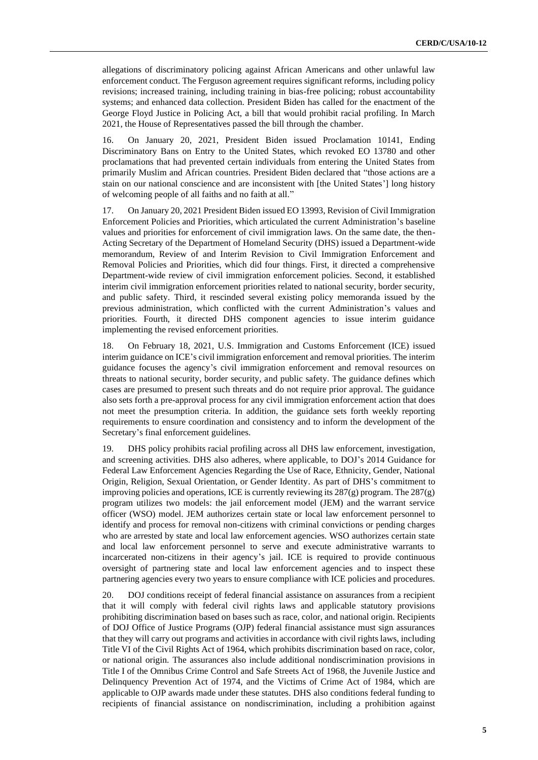allegations of discriminatory policing against African Americans and other unlawful law enforcement conduct. The Ferguson agreement requires significant reforms, including policy revisions; increased training, including training in bias-free policing; robust accountability systems; and enhanced data collection. President Biden has called for the enactment of the George Floyd Justice in Policing Act, a bill that would prohibit racial profiling. In March 2021, the House of Representatives passed the bill through the chamber.

16. On January 20, 2021, President Biden issued Proclamation 10141, Ending Discriminatory Bans on Entry to the United States, which revoked EO 13780 and other proclamations that had prevented certain individuals from entering the United States from primarily Muslim and African countries. President Biden declared that "those actions are a stain on our national conscience and are inconsistent with [the United States'] long history of welcoming people of all faiths and no faith at all."

17. On January 20, 2021 President Biden issued EO 13993, Revision of Civil Immigration Enforcement Policies and Priorities, which articulated the current Administration's baseline values and priorities for enforcement of civil immigration laws. On the same date, the then-Acting Secretary of the Department of Homeland Security (DHS) issued a Department-wide memorandum, Review of and Interim Revision to Civil Immigration Enforcement and Removal Policies and Priorities, which did four things. First, it directed a comprehensive Department-wide review of civil immigration enforcement policies. Second, it established interim civil immigration enforcement priorities related to national security, border security, and public safety. Third, it rescinded several existing policy memoranda issued by the previous administration, which conflicted with the current Administration's values and priorities. Fourth, it directed DHS component agencies to issue interim guidance implementing the revised enforcement priorities.

18. On February 18, 2021, U.S. Immigration and Customs Enforcement (ICE) issued interim guidance on ICE's civil immigration enforcement and removal priorities. The interim guidance focuses the agency's civil immigration enforcement and removal resources on threats to national security, border security, and public safety. The guidance defines which cases are presumed to present such threats and do not require prior approval. The guidance also sets forth a pre-approval process for any civil immigration enforcement action that does not meet the presumption criteria. In addition, the guidance sets forth weekly reporting requirements to ensure coordination and consistency and to inform the development of the Secretary's final enforcement guidelines.

19. DHS policy prohibits racial profiling across all DHS law enforcement, investigation, and screening activities. DHS also adheres, where applicable, to DOJ's 2014 Guidance for Federal Law Enforcement Agencies Regarding the Use of Race, Ethnicity, Gender, National Origin, Religion, Sexual Orientation, or Gender Identity. As part of DHS's commitment to improving policies and operations, ICE is currently reviewing its 287(g) program. The 287(g) program utilizes two models: the jail enforcement model (JEM) and the warrant service officer (WSO) model. JEM authorizes certain state or local law enforcement personnel to identify and process for removal non-citizens with criminal convictions or pending charges who are arrested by state and local law enforcement agencies. WSO authorizes certain state and local law enforcement personnel to serve and execute administrative warrants to incarcerated non-citizens in their agency's jail. ICE is required to provide continuous oversight of partnering state and local law enforcement agencies and to inspect these partnering agencies every two years to ensure compliance with ICE policies and procedures.

20. DOJ conditions receipt of federal financial assistance on assurances from a recipient that it will comply with federal civil rights laws and applicable statutory provisions prohibiting discrimination based on bases such as race, color, and national origin. Recipients of DOJ Office of Justice Programs (OJP) federal financial assistance must sign assurances that they will carry out programs and activities in accordance with civil rights laws, including Title VI of the Civil Rights Act of 1964, which prohibits discrimination based on race, color, or national origin. The assurances also include additional nondiscrimination provisions in Title I of the Omnibus Crime Control and Safe Streets Act of 1968, the Juvenile Justice and Delinquency Prevention Act of 1974, and the Victims of Crime Act of 1984, which are applicable to OJP awards made under these statutes. DHS also conditions federal funding to recipients of financial assistance on nondiscrimination, including a prohibition against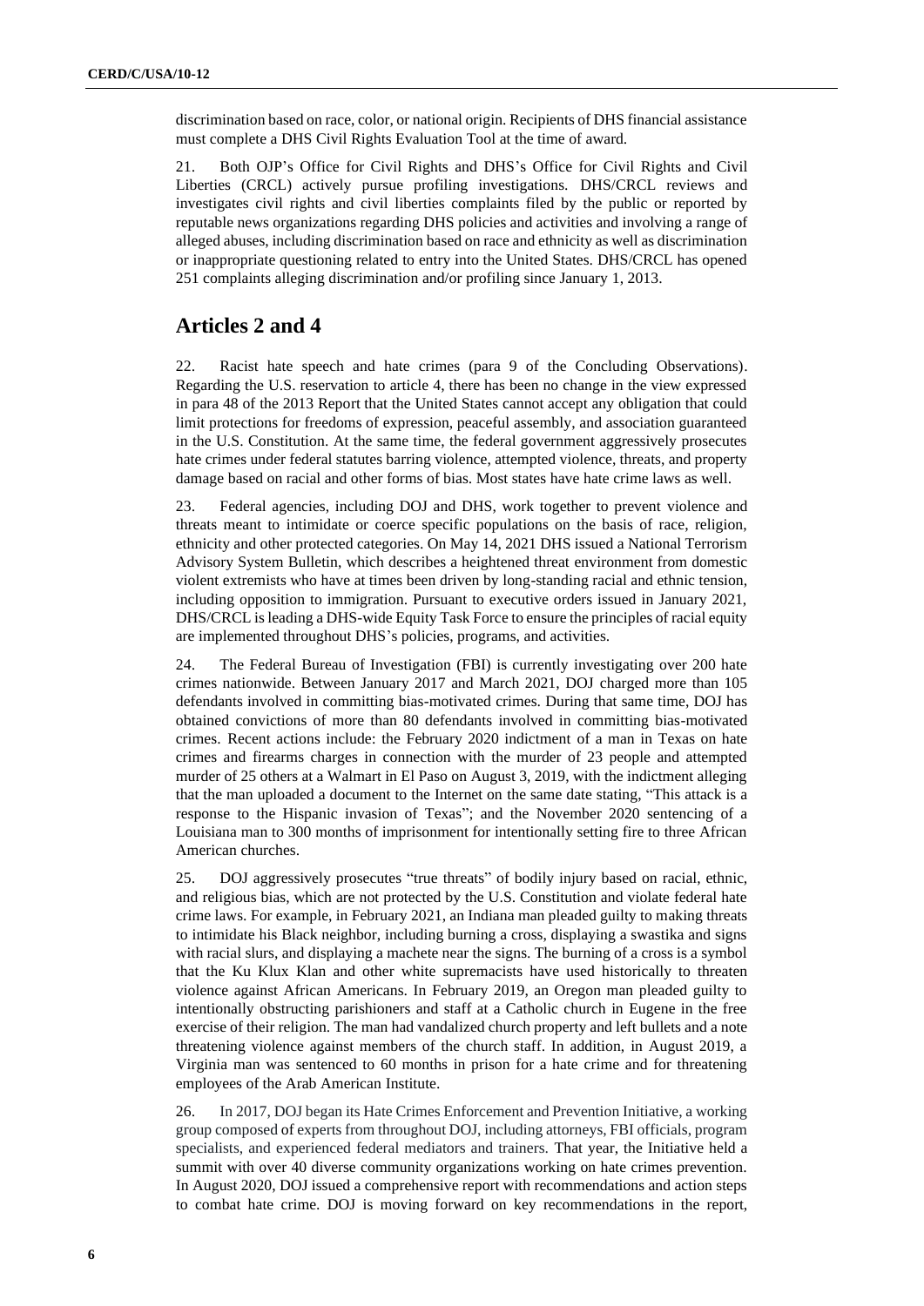discrimination based on race, color, or national origin. Recipients of DHS financial assistance must complete a DHS Civil Rights Evaluation Tool at the time of award.

21. Both OJP's Office for Civil Rights and DHS's Office for Civil Rights and Civil Liberties (CRCL) actively pursue profiling investigations. DHS/CRCL reviews and investigates civil rights and civil liberties complaints filed by the public or reported by reputable news organizations regarding DHS policies and activities and involving a range of alleged abuses, including discrimination based on race and ethnicity as well as discrimination or inappropriate questioning related to entry into the United States. DHS/CRCL has opened 251 complaints alleging discrimination and/or profiling since January 1, 2013.

## Articles 2 and 4

22. Racist hate speech and hate crimes (para 9 of the Concluding Observations). Regarding the U.S. reservation to article 4, there has been no change in the view expressed in para 48 of the 2013 Report that the United States cannot accept any obligation that could limit protections for freedoms of expression, peaceful assembly, and association guaranteed in the U.S. Constitution. At the same time, the federal government aggressively prosecutes hate crimes under federal statutes barring violence, attempted violence, threats, and property damage based on racial and other forms of bias. Most states have hate crime laws as well.

23. Federal agencies, including DOJ and DHS, work together to prevent violence and threats meant to intimidate or coerce specific populations on the basis of race, religion, ethnicity and other protected categories. On May 14, 2021 DHS issued a National Terrorism Advisory System Bulletin, which describes a heightened threat environment from domestic violent extremists who have at times been driven by long-standing racial and ethnic tension, including opposition to immigration. Pursuant to executive orders issued in January 2021, DHS/CRCL is leading a DHS-wide Equity Task Force to ensure the principles of racial equity are implemented throughout DHS's policies, programs, and activities.

24. The Federal Bureau of Investigation (FBI) is currently investigating over 200 hate crimes nationwide. Between January 2017 and March 2021, DOJ charged more than 105 defendants involved in committing bias-motivated crimes. During that same time, DOJ has obtained convictions of more than 80 defendants involved in committing bias-motivated crimes. Recent actions include: the February 2020 indictment of a man in Texas on hate crimes and firearms charges in connection with the murder of 23 people and attempted murder of 25 others at a Walmart in El Paso on August 3, 2019, with the indictment alleging that the man uploaded a document to the Internet on the same date stating, "This attack is a response to the Hispanic invasion of Texas"; and the November 2020 sentencing of a Louisiana man to 300 months of imprisonment for intentionally setting fire to three African American churches.

25. DOJ aggressively prosecutes "true threats" of bodily injury based on racial, ethnic, and religious bias, which are not protected by the U.S. Constitution and violate federal hate crime laws. For example, in February 2021, an Indiana man pleaded guilty to making threats to intimidate his Black neighbor, including burning a cross, displaying a swastika and signs with racial slurs, and displaying a machete near the signs. The burning of a cross is a symbol that the Ku Klux Klan and other white supremacists have used historically to threaten violence against African Americans. In February 2019, an Oregon man pleaded guilty to intentionally obstructing parishioners and staff at a Catholic church in Eugene in the free exercise of their religion. The man had vandalized church property and left bullets and a note threatening violence against members of the church staff. In addition, in August 2019, a Virginia man was sentenced to 60 months in prison for a hate crime and for threatening employees of the Arab American Institute.

26. In 2017, DOJ began its Hate Crimes Enforcement and Prevention Initiative, a working group composed of experts from throughout DOJ, including attorneys, FBI officials, program specialists, and experienced federal mediators and trainers. That year, the Initiative held a summit with over 40 diverse community organizations working on hate crimes prevention. In August 2020, DOJ issued a comprehensive report with recommendations and action steps to combat hate crime. DOJ is moving forward on key recommendations in the report,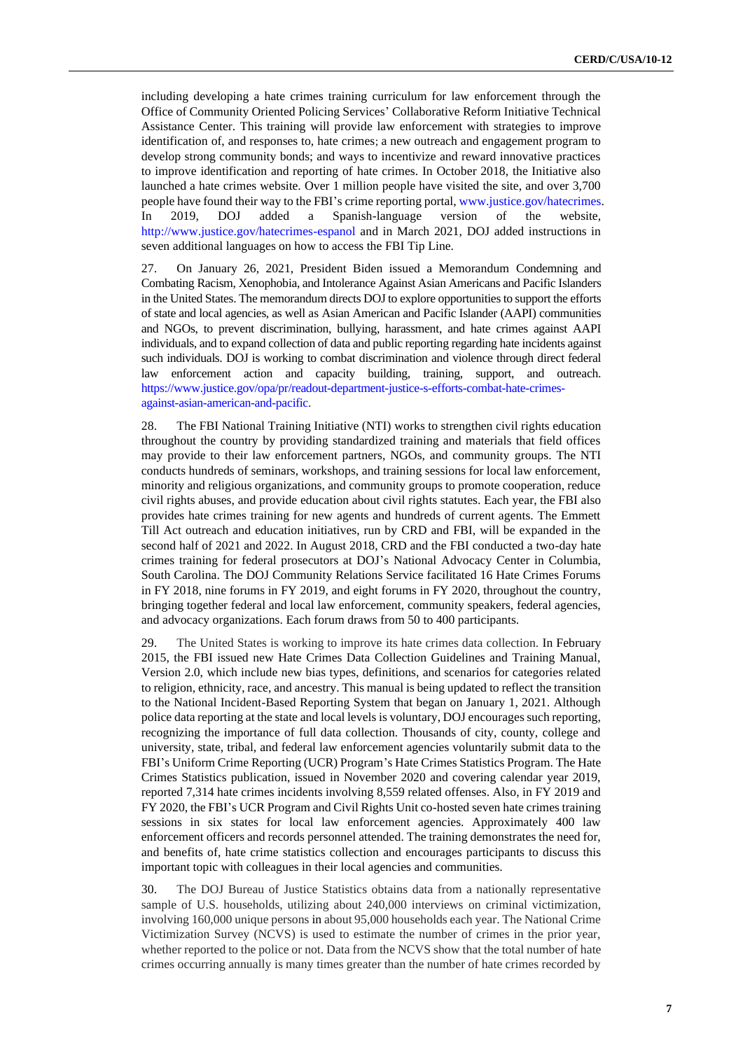including developing a hate crimes training curriculum for law enforcement through the Office of Community Oriented Policing Services' Collaborative Reform Initiative Technical Assistance Center. This training will provide law enforcement with strategies to improve identification of, and responses to, hate crimes; a new outreach and engagement program to develop strong community bonds; and ways to incentivize and reward innovative practices to improve identification and reporting of hate crimes. In October 2018, the Initiative also launched a hate crimes website. Over 1 million people have visited the site, and over 3,700 people have found their way to the FBI's crime reporting portal, www.justice.gov/hatecrimes. In 2019, DOJ added a Spanish-language version of the website, http://www.justice.gov/hatecrimes-espanol and in March 2021, DOJ added instructions in seven additional languages on how to access the FBI Tip Line.

27. On January 26, 2021, President Biden issued a Memorandum Condemning and Combating Racism, Xenophobia, and Intolerance Against Asian Americans and Pacific Islanders in the United States. The memorandum directs DOJ to explore opportunities to support the efforts of state and local agencies, as well as Asian American and Pacific Islander (AAPI) communities and NGOs, to prevent discrimination, bullying, harassment, and hate crimes against AAPI individuals, and to expand collection of data and public reporting regarding hate incidents against such individuals. DOJ is working to combat discrimination and violence through direct federal law enforcement action and capacity building, training, support, and outreach. https://www.justice.gov/opa/pr/readout-department-justice-s-efforts-combat-hate-crimes-against-asian-american-and-pacific.

28. The FBI National Training Initiative (NTI) works to strengthen civil rights education throughout the country by providing standardized training and materials that field offices may provide to their law enforcement partners, NGOs, and community groups. The NTI conducts hundreds of seminars, workshops, and training sessions for local law enforcement, minority and religious organizations, and community groups to promote cooperation, reduce civil rights abuses, and provide education about civil rights statutes. Each year, the FBI also provides hate crimes training for new agents and hundreds of current agents. The Emmett Till Act outreach and education initiatives, run by CRD and FBI, will be expanded in the second half of 2021 and 2022. In August 2018, CRD and the FBI conducted a two-day hate crimes training for federal prosecutors at DOJ's National Advocacy Center in Columbia, South Carolina. The DOJ Community Relations Service facilitated 16 Hate Crimes Forums in FY 2018, nine forums in FY 2019, and eight forums in FY 2020, throughout the country, bringing together federal and local law enforcement, community speakers, federal agencies, and advocacy organizations. Each forum draws from 50 to 400 participants.

29. The United States is working to improve its hate crimes data collection. In February 2015, the FBI issued new Hate Crimes Data Collection Guidelines and Training Manual, Version 2.0, which include new bias types, definitions, and scenarios for categories related to religion, ethnicity, race, and ancestry. This manual is being updated to reflect the transition to the National Incident-Based Reporting System that began on January 1, 2021. Although police data reporting at the state and local levels is voluntary, DOJ encourages such reporting, recognizing the importance of full data collection. Thousands of city, county, college and university, state, tribal, and federal law enforcement agencies voluntarily submit data to the FBI's Uniform Crime Reporting (UCR) Program's Hate Crimes Statistics Program. The Hate Crimes Statistics publication, issued in November 2020 and covering calendar year 2019, reported 7,314 hate crimes incidents involving 8,559 related offenses. Also, in FY 2019 and FY 2020, the FBI's UCR Program and Civil Rights Unit co-hosted seven hate crimes training sessions in six states for local law enforcement agencies. Approximately 400 law enforcement officers and records personnel attended. The training demonstrates the need for, and benefits of, hate crime statistics collection and encourages participants to discuss this important topic with colleagues in their local agencies and communities.

30. The DOJ Bureau of Justice Statistics obtains data from a nationally representative sample of U.S. households, utilizing about 240,000 interviews on criminal victimization, involving 160,000 unique persons in about 95,000 households each year. The National Crime Victimization Survey (NCVS) is used to estimate the number of crimes in the prior year, whether reported to the police or not. Data from the NCVS show that the total number of hate crimes occurring annually is many times greater than the number of hate crimes recorded by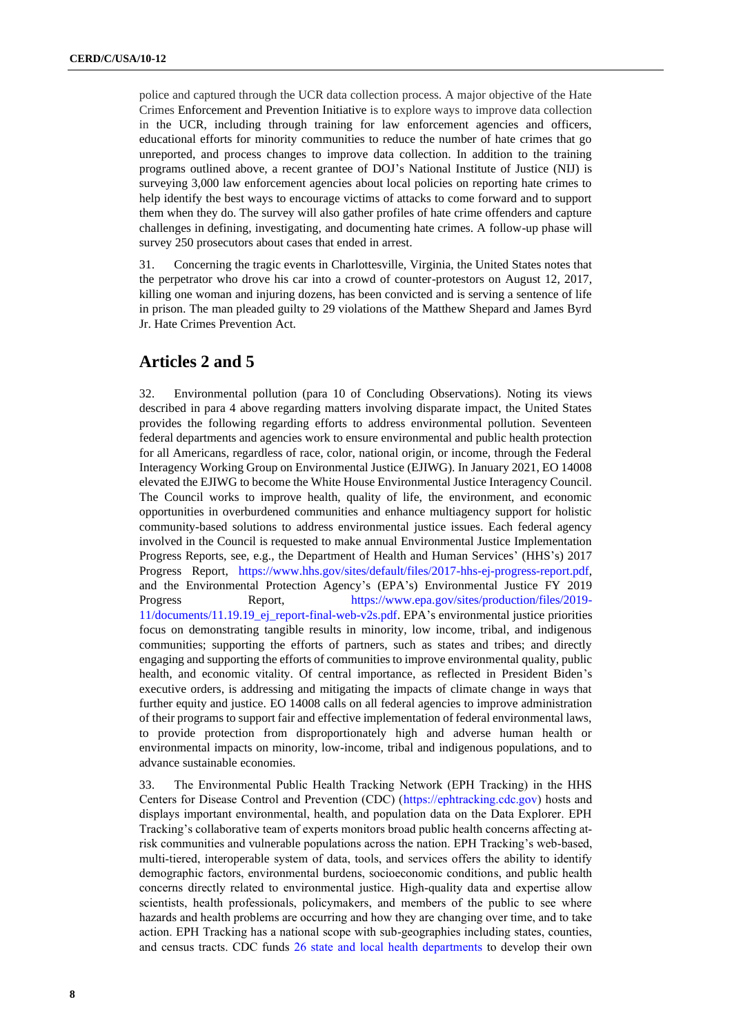police and captured through the UCR data collection process. A major objective of the Hate Crimes Enforcement and Prevention Initiative is to explore ways to improve data collection in the UCR, including through training for law enforcement agencies and officers, educational efforts for minority communities to reduce the number of hate crimes that go unreported, and process changes to improve data collection. In addition to the training programs outlined above, a recent grantee of DOJ's National Institute of Justice (NIJ) is surveying 3,000 law enforcement agencies about local policies on reporting hate crimes to help identify the best ways to encourage victims of attacks to come forward and to support them when they do. The survey will also gather profiles of hate crime offenders and capture challenges in defining, investigating, and documenting hate crimes. A follow-up phase will survey 250 prosecutors about cases that ended in arrest.

31. Concerning the tragic events in Charlottesville, Virginia, the United States notes that the perpetrator who drove his car into a crowd of counter-protestors on August 12, 2017, killing one woman and injuring dozens, has been convicted and is serving a sentence of life in prison. The man pleaded guilty to 29 violations of the Matthew Shepard and James Byrd Jr. Hate Crimes Prevention Act.

## Articles 2 and 5

32. Environmental pollution (para 10 of Concluding Observations). Noting its views described in para 4 above regarding matters involving disparate impact, the United States provides the following regarding efforts to address environmental pollution. Seventeen federal departments and agencies work to ensure environmental and public health protection for all Americans, regardless of race, color, national origin, or income, through the Federal Interagency Working Group on Environmental Justice (EJIWG). In January 2021, EO 14008 elevated the EJIWG to become the White House Environmental Justice Interagency Council. The Council works to improve health, quality of life, the environment, and economic opportunities in overburdened communities and enhance multiagency support for holistic community-based solutions to address environmental justice issues. Each federal agency involved in the Council is requested to make annual Environmental Justice Implementation Progress Reports, see, e.g., the Department of Health and Human Services' (HHS's) 2017 Progress Report, https://www.hhs.gov/sites/default/files/2017-hhs-ej-progress-report.pdf, and the Environmental Protection Agency's (EPA's) Environmental Justice FY 2019 Progress Report, https://www.epa.gov/sites/production/files/2019-11/documents/11.19.19_ej_report-final-web-v2s.pdf. EPA's environmental justice priorities focus on demonstrating tangible results in minority, low income, tribal, and indigenous communities; supporting the efforts of partners, such as states and tribes; and directly engaging and supporting the efforts of communities to improve environmental quality, public health, and economic vitality. Of central importance, as reflected in President Biden's executive orders, is addressing and mitigating the impacts of climate change in ways that further equity and justice. EO 14008 calls on all federal agencies to improve administration of their programs to support fair and effective implementation of federal environmental laws, to provide protection from disproportionately high and adverse human health or environmental impacts on minority, low-income, tribal and indigenous populations, and to advance sustainable economies.

33. The Environmental Public Health Tracking Network (EPH Tracking) in the HHS Centers for Disease Control and Prevention (CDC) (https://ephtracking.cdc.gov) hosts and displays important environmental, health, and population data on the Data Explorer. EPH Tracking's collaborative team of experts monitors broad public health concerns affecting at-risk communities and vulnerable populations across the nation. EPH Tracking's web-based, multi-tiered, interoperable system of data, tools, and services offers the ability to identify demographic factors, environmental burdens, socioeconomic conditions, and public health concerns directly related to environmental justice. High-quality data and expertise allow scientists, health professionals, policymakers, and members of the public to see where hazards and health problems are occurring and how they are changing over time, and to take action. EPH Tracking has a national scope with sub-geographies including states, counties, and census tracts. CDC funds 26 state and local health departments to develop their own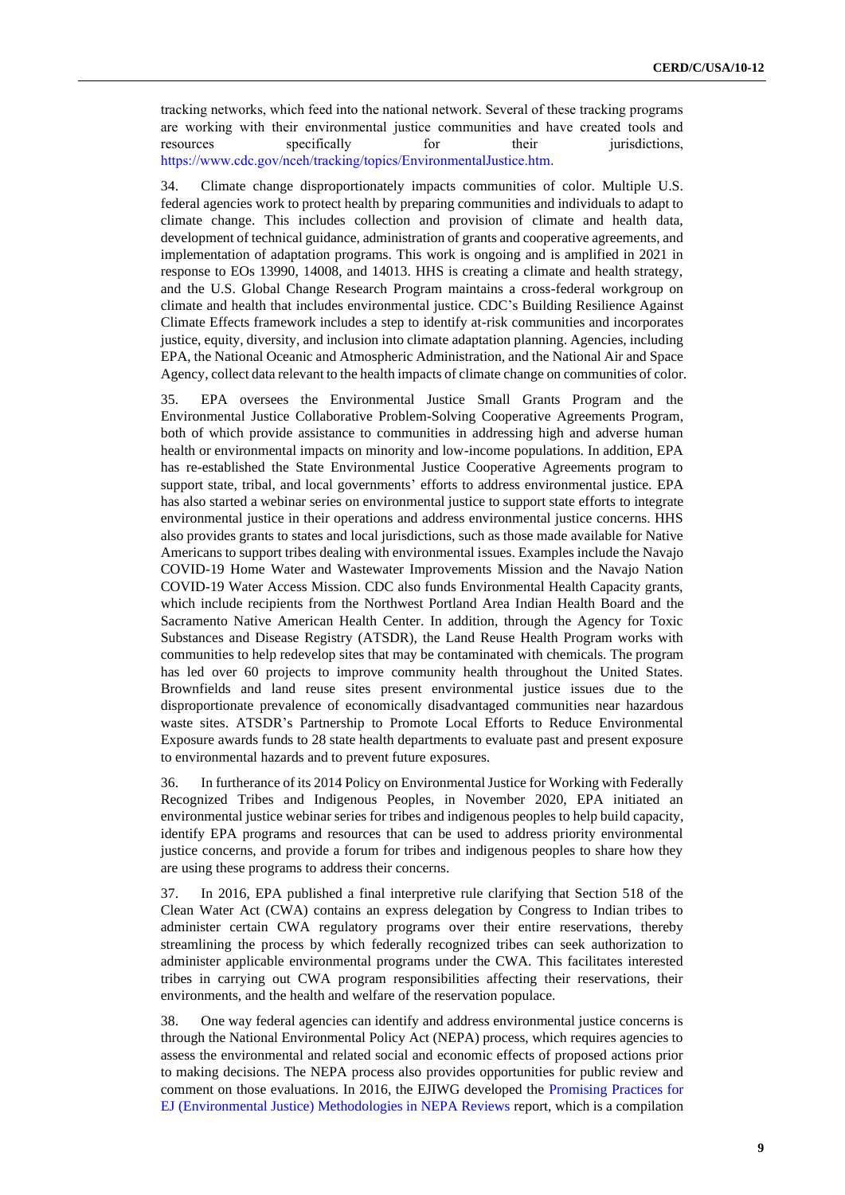tracking networks, which feed into the national network. Several of these tracking programs are working with their environmental justice communities and have created tools and resources specifically for their jurisdictions, https://www.cdc.gov/nceh/tracking/topics/EnvironmentalJustice.htm.

34. Climate change disproportionately impacts communities of color. Multiple U.S. federal agencies work to protect health by preparing communities and individuals to adapt to climate change. This includes collection and provision of climate and health data, development of technical guidance, administration of grants and cooperative agreements, and implementation of adaptation programs. This work is ongoing and is amplified in 2021 in response to EOs 13990, 14008, and 14013. HHS is creating a climate and health strategy, and the U.S. Global Change Research Program maintains a cross-federal workgroup on climate and health that includes environmental justice. CDC's Building Resilience Against Climate Effects framework includes a step to identify at-risk communities and incorporates justice, equity, diversity, and inclusion into climate adaptation planning. Agencies, including EPA, the National Oceanic and Atmospheric Administration, and the National Air and Space Agency, collect data relevant to the health impacts of climate change on communities of color.

35. EPA oversees the Environmental Justice Small Grants Program and the Environmental Justice Collaborative Problem-Solving Cooperative Agreements Program, both of which provide assistance to communities in addressing high and adverse human health or environmental impacts on minority and low-income populations. In addition, EPA has re-established the State Environmental Justice Cooperative Agreements program to support state, tribal, and local governments' efforts to address environmental justice. EPA has also started a webinar series on environmental justice to support state efforts to integrate environmental justice in their operations and address environmental justice concerns. HHS also provides grants to states and local jurisdictions, such as those made available for Native Americans to support tribes dealing with environmental issues. Examples include the Navajo COVID-19 Home Water and Wastewater Improvements Mission and the Navajo Nation COVID-19 Water Access Mission. CDC also funds Environmental Health Capacity grants, which include recipients from the Northwest Portland Area Indian Health Board and the Sacramento Native American Health Center. In addition, through the Agency for Toxic Substances and Disease Registry (ATSDR), the Land Reuse Health Program works with communities to help redevelop sites that may be contaminated with chemicals. The program has led over 60 projects to improve community health throughout the United States. Brownfields and land reuse sites present environmental justice issues due to the disproportionate prevalence of economically disadvantaged communities near hazardous waste sites. ATSDR's Partnership to Promote Local Efforts to Reduce Environmental Exposure awards funds to 28 state health departments to evaluate past and present exposure to environmental hazards and to prevent future exposures.

36. In furtherance of its 2014 Policy on Environmental Justice for Working with Federally Recognized Tribes and Indigenous Peoples, in November 2020, EPA initiated an environmental justice webinar series for tribes and indigenous peoples to help build capacity, identify EPA programs and resources that can be used to address priority environmental justice concerns, and provide a forum for tribes and indigenous peoples to share how they are using these programs to address their concerns.

37. In 2016, EPA published a final interpretive rule clarifying that Section 518 of the Clean Water Act (CWA) contains an express delegation by Congress to Indian tribes to administer certain CWA regulatory programs over their entire reservations, thereby streamlining the process by which federally recognized tribes can seek authorization to administer applicable environmental programs under the CWA. This facilitates interested tribes in carrying out CWA program responsibilities affecting their reservations, their environments, and the health and welfare of the reservation populace.

38. One way federal agencies can identify and address environmental justice concerns is through the National Environmental Policy Act (NEPA) process, which requires agencies to assess the environmental and related social and economic effects of proposed actions prior to making decisions. The NEPA process also provides opportunities for public review and comment on those evaluations. In 2016, the EJIWG developed the Promising Practices for EJ (Environmental Justice) Methodologies in NEPA Reviews report, which is a compilation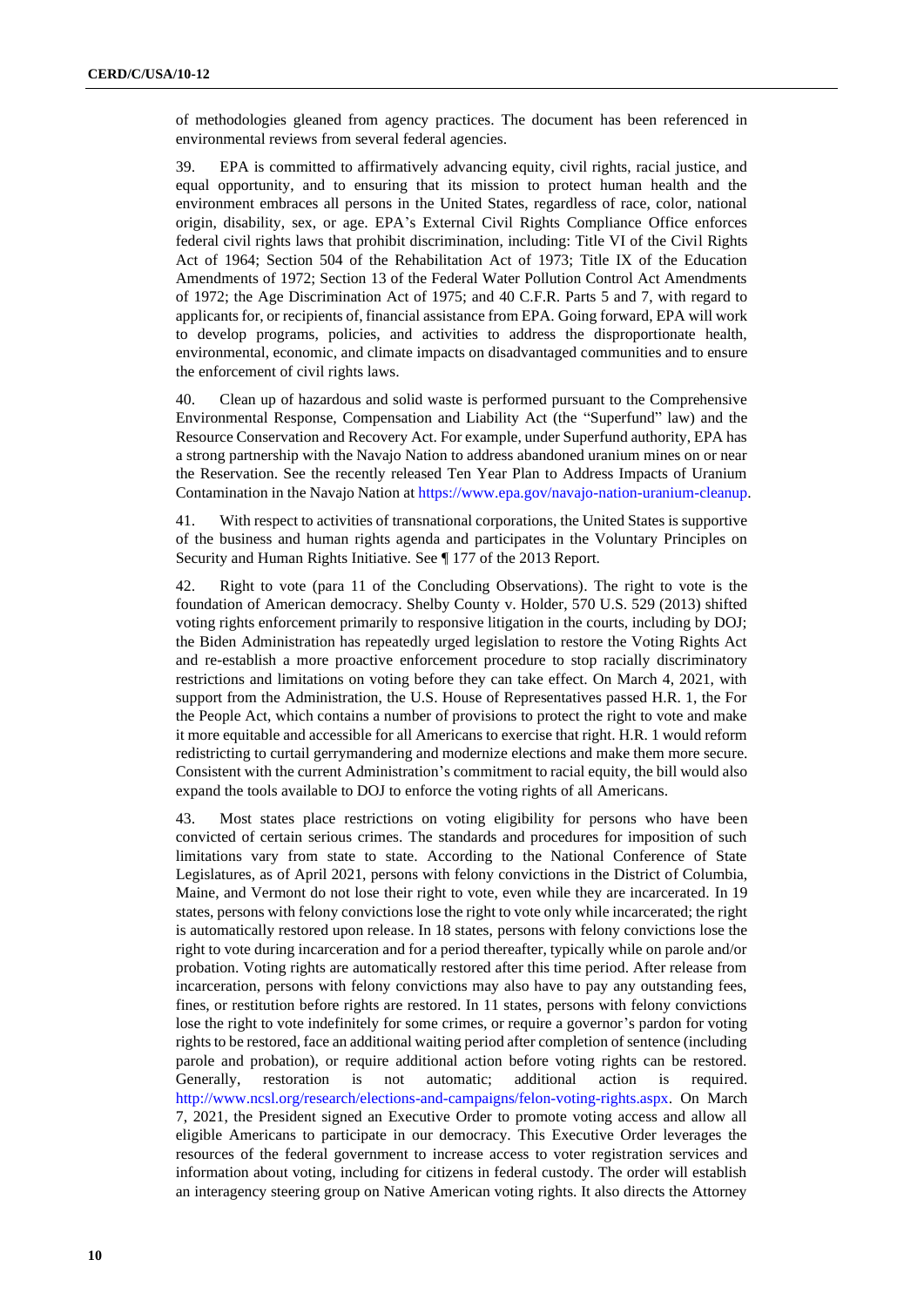of methodologies gleaned from agency practices. The document has been referenced in environmental reviews from several federal agencies.

39. EPA is committed to affirmatively advancing equity, civil rights, racial justice, and equal opportunity, and to ensuring that its mission to protect human health and the environment embraces all persons in the United States, regardless of race, color, national origin, disability, sex, or age. EPA's External Civil Rights Compliance Office enforces federal civil rights laws that prohibit discrimination, including: Title VI of the Civil Rights Act of 1964; Section 504 of the Rehabilitation Act of 1973; Title IX of the Education Amendments of 1972; Section 13 of the Federal Water Pollution Control Act Amendments of 1972; the Age Discrimination Act of 1975; and 40 C.F.R. Parts 5 and 7, with regard to applicants for, or recipients of, financial assistance from EPA. Going forward, EPA will work to develop programs, policies, and activities to address the disproportionate health, environmental, economic, and climate impacts on disadvantaged communities and to ensure the enforcement of civil rights laws.

40. Clean up of hazardous and solid waste is performed pursuant to the Comprehensive Environmental Response, Compensation and Liability Act (the "Superfund" law) and the Resource Conservation and Recovery Act. For example, under Superfund authority, EPA has a strong partnership with the Navajo Nation to address abandoned uranium mines on or near the Reservation. See the recently released Ten Year Plan to Address Impacts of Uranium Contamination in the Navajo Nation at https://www.epa.gov/navajo-nation-uranium-cleanup.

41. With respect to activities of transnational corporations, the United States is supportive of the business and human rights agenda and participates in the Voluntary Principles on Security and Human Rights Initiative. See ¶ 177 of the 2013 Report.

42. Right to vote (para 11 of the Concluding Observations). The right to vote is the foundation of American democracy. Shelby County v. Holder, 570 U.S. 529 (2013) shifted voting rights enforcement primarily to responsive litigation in the courts, including by DOJ; the Biden Administration has repeatedly urged legislation to restore the Voting Rights Act and re-establish a more proactive enforcement procedure to stop racially discriminatory restrictions and limitations on voting before they can take effect. On March 4, 2021, with support from the Administration, the U.S. House of Representatives passed H.R. 1, the For the People Act, which contains a number of provisions to protect the right to vote and make it more equitable and accessible for all Americans to exercise that right. H.R. 1 would reform redistricting to curtail gerrymandering and modernize elections and make them more secure. Consistent with the current Administration's commitment to racial equity, the bill would also expand the tools available to DOJ to enforce the voting rights of all Americans.

43. Most states place restrictions on voting eligibility for persons who have been convicted of certain serious crimes. The standards and procedures for imposition of such limitations vary from state to state. According to the National Conference of State Legislatures, as of April 2021, persons with felony convictions in the District of Columbia, Maine, and Vermont do not lose their right to vote, even while they are incarcerated. In 19 states, persons with felony convictions lose the right to vote only while incarcerated; the right is automatically restored upon release. In 18 states, persons with felony convictions lose the right to vote during incarceration and for a period thereafter, typically while on parole and/or probation. Voting rights are automatically restored after this time period. After release from incarceration, persons with felony convictions may also have to pay any outstanding fees, fines, or restitution before rights are restored. In 11 states, persons with felony convictions lose the right to vote indefinitely for some crimes, or require a governor's pardon for voting rights to be restored, face an additional waiting period after completion of sentence (including parole and probation), or require additional action before voting rights can be restored. Generally, restoration is not automatic; additional action is required. http://www.ncsl.org/research/elections-and-campaigns/felon-voting-rights.aspx. On March 7, 2021, the President signed an Executive Order to promote voting access and allow all eligible Americans to participate in our democracy. This Executive Order leverages the resources of the federal government to increase access to voter registration services and information about voting, including for citizens in federal custody. The order will establish an interagency steering group on Native American voting rights. It also directs the Attorney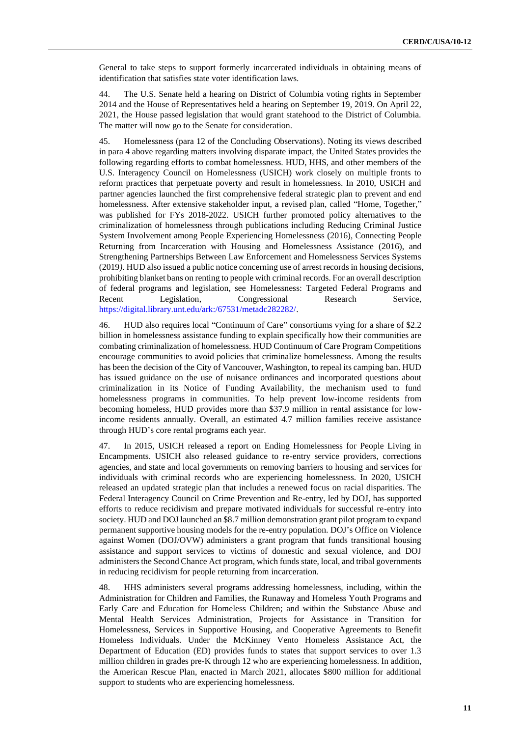General to take steps to support formerly incarcerated individuals in obtaining means of identification that satisfies state voter identification laws.

44. The U.S. Senate held a hearing on District of Columbia voting rights in September 2014 and the House of Representatives held a hearing on September 19, 2019. On April 22, 2021, the House passed legislation that would grant statehood to the District of Columbia. The matter will now go to the Senate for consideration.

45. Homelessness (para 12 of the Concluding Observations). Noting its views described in para 4 above regarding matters involving disparate impact, the United States provides the following regarding efforts to combat homelessness. HUD, HHS, and other members of the U.S. Interagency Council on Homelessness (USICH) work closely on multiple fronts to reform practices that perpetuate poverty and result in homelessness. In 2010, USICH and partner agencies launched the first comprehensive federal strategic plan to prevent and end homelessness. After extensive stakeholder input, a revised plan, called "Home, Together," was published for FYs 2018-2022. USICH further promoted policy alternatives to the criminalization of homelessness through publications including Reducing Criminal Justice System Involvement among People Experiencing Homelessness (2016), Connecting People Returning from Incarceration with Housing and Homelessness Assistance (2016), and Strengthening Partnerships Between Law Enforcement and Homelessness Services Systems (2019). HUD also issued a public notice concerning use of arrest records in housing decisions, prohibiting blanket bans on renting to people with criminal records. For an overall description of federal programs and legislation, see Homelessness: Targeted Federal Programs and Recent Legislation, Congressional Research Service, https://digital.library.unt.edu/ark:/67531/metadc282282/.

46. HUD also requires local "Continuum of Care" consortiums vying for a share of $2.2 billion in homelessness assistance funding to explain specifically how their communities are combating criminalization of homelessness. HUD Continuum of Care Program Competitions encourage communities to avoid policies that criminalize homelessness. Among the results has been the decision of the City of Vancouver, Washington, to repeal its camping ban. HUD has issued guidance on the use of nuisance ordinances and incorporated questions about criminalization in its Notice of Funding Availability, the mechanism used to fund homelessness programs in communities. To help prevent low-income residents from becoming homeless, HUD provides more than $37.9 million in rental assistance for low-income residents annually. Overall, an estimated 4.7 million families receive assistance through HUD's core rental programs each year.

47. In 2015, USICH released a report on Ending Homelessness for People Living in Encampments. USICH also released guidance to re-entry service providers, corrections agencies, and state and local governments on removing barriers to housing and services for individuals with criminal records who are experiencing homelessness. In 2020, USICH released an updated strategic plan that includes a renewed focus on racial disparities. The Federal Interagency Council on Crime Prevention and Re-entry, led by DOJ, has supported efforts to reduce recidivism and prepare motivated individuals for successful re-entry into society. HUD and DOJ launched an $8.7 million demonstration grant pilot program to expand permanent supportive housing models for the re-entry population. DOJ's Office on Violence against Women (DOJ/OVW) administers a grant program that funds transitional housing assistance and support services to victims of domestic and sexual violence, and DOJ administers the Second Chance Act program, which funds state, local, and tribal governments in reducing recidivism for people returning from incarceration.

48. HHS administers several programs addressing homelessness, including, within the Administration for Children and Families, the Runaway and Homeless Youth Programs and Early Care and Education for Homeless Children; and within the Substance Abuse and Mental Health Services Administration, Projects for Assistance in Transition for Homelessness, Services in Supportive Housing, and Cooperative Agreements to Benefit Homeless Individuals. Under the McKinney Vento Homeless Assistance Act, the Department of Education (ED) provides funds to states that support services to over 1.3 million children in grades pre-K through 12 who are experiencing homelessness. In addition, the American Rescue Plan, enacted in March 2021, allocates $800 million for additional support to students who are experiencing homelessness.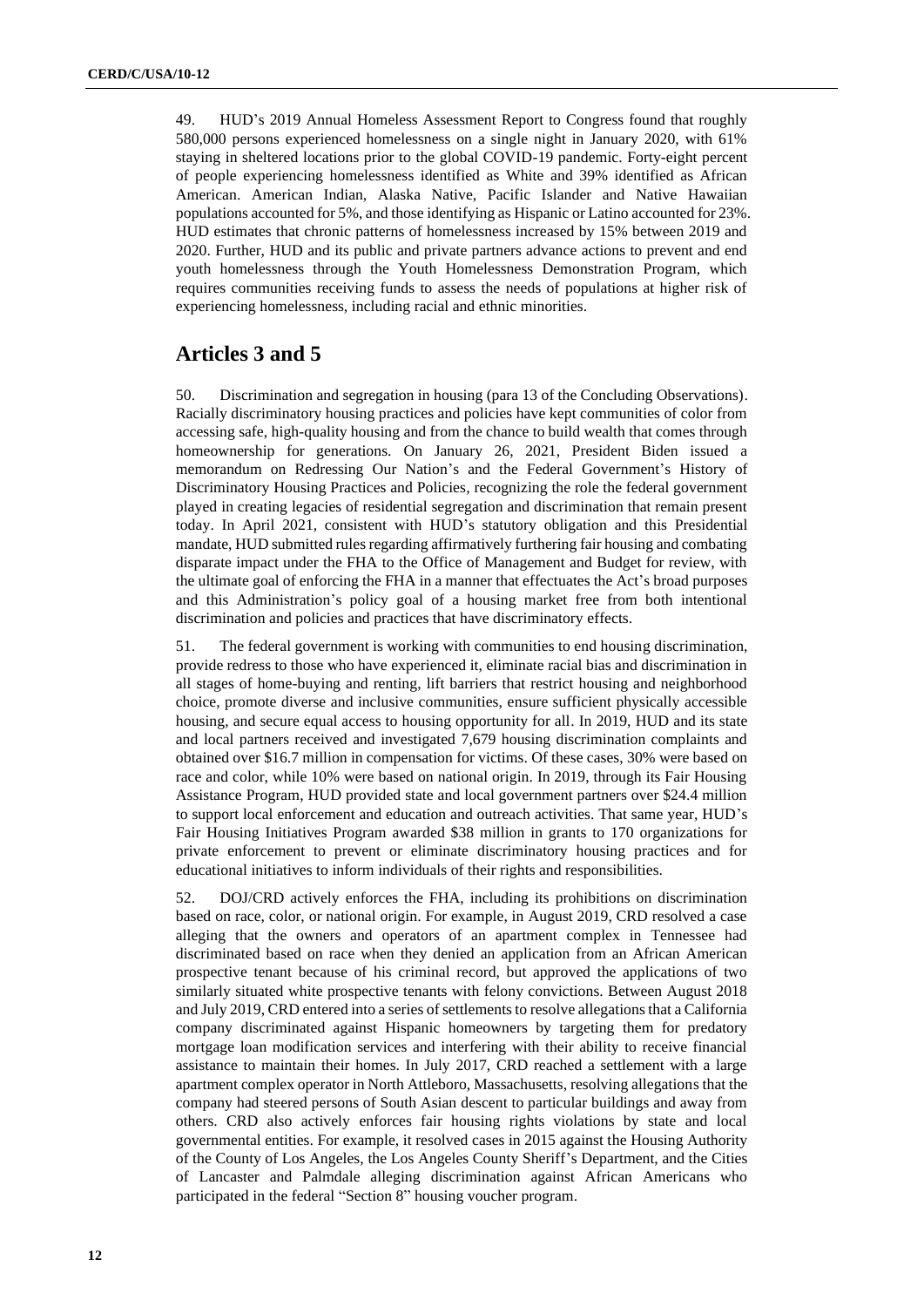49. HUD's 2019 Annual Homeless Assessment Report to Congress found that roughly 580,000 persons experienced homelessness on a single night in January 2020, with 61% staying in sheltered locations prior to the global COVID-19 pandemic. Forty-eight percent of people experiencing homelessness identified as White and 39% identified as African American. American Indian, Alaska Native, Pacific Islander and Native Hawaiian populations accounted for 5%, and those identifying as Hispanic or Latino accounted for 23%. HUD estimates that chronic patterns of homelessness increased by 15% between 2019 and 2020. Further, HUD and its public and private partners advance actions to prevent and end youth homelessness through the Youth Homelessness Demonstration Program, which requires communities receiving funds to assess the needs of populations at higher risk of experiencing homelessness, including racial and ethnic minorities.

## Articles 3 and 5

50. Discrimination and segregation in housing (para 13 of the Concluding Observations). Racially discriminatory housing practices and policies have kept communities of color from accessing safe, high-quality housing and from the chance to build wealth that comes through homeownership for generations. On January 26, 2021, President Biden issued a memorandum on Redressing Our Nation's and the Federal Government's History of Discriminatory Housing Practices and Policies, recognizing the role the federal government played in creating legacies of residential segregation and discrimination that remain present today. In April 2021, consistent with HUD's statutory obligation and this Presidential mandate, HUD submitted rules regarding affirmatively furthering fair housing and combating disparate impact under the FHA to the Office of Management and Budget for review, with the ultimate goal of enforcing the FHA in a manner that effectuates the Act's broad purposes and this Administration's policy goal of a housing market free from both intentional discrimination and policies and practices that have discriminatory effects.

51. The federal government is working with communities to end housing discrimination, provide redress to those who have experienced it, eliminate racial bias and discrimination in all stages of home-buying and renting, lift barriers that restrict housing and neighborhood choice, promote diverse and inclusive communities, ensure sufficient physically accessible housing, and secure equal access to housing opportunity for all. In 2019, HUD and its state and local partners received and investigated 7,679 housing discrimination complaints and obtained over $16.7 million in compensation for victims. Of these cases, 30% were based on race and color, while 10% were based on national origin. In 2019, through its Fair Housing Assistance Program, HUD provided state and local government partners over $24.4 million to support local enforcement and education and outreach activities. That same year, HUD's Fair Housing Initiatives Program awarded $38 million in grants to 170 organizations for private enforcement to prevent or eliminate discriminatory housing practices and for educational initiatives to inform individuals of their rights and responsibilities.

52. DOJ/CRD actively enforces the FHA, including its prohibitions on discrimination based on race, color, or national origin. For example, in August 2019, CRD resolved a case alleging that the owners and operators of an apartment complex in Tennessee had discriminated based on race when they denied an application from an African American prospective tenant because of his criminal record, but approved the applications of two similarly situated white prospective tenants with felony convictions. Between August 2018 and July 2019, CRD entered into a series of settlements to resolve allegations that a California company discriminated against Hispanic homeowners by targeting them for predatory mortgage loan modification services and interfering with their ability to receive financial assistance to maintain their homes. In July 2017, CRD reached a settlement with a large apartment complex operator in North Attleboro, Massachusetts, resolving allegations that the company had steered persons of South Asian descent to particular buildings and away from others. CRD also actively enforces fair housing rights violations by state and local governmental entities. For example, it resolved cases in 2015 against the Housing Authority of the County of Los Angeles, the Los Angeles County Sheriff's Department, and the Cities of Lancaster and Palmdale alleging discrimination against African Americans who participated in the federal "Section 8" housing voucher program.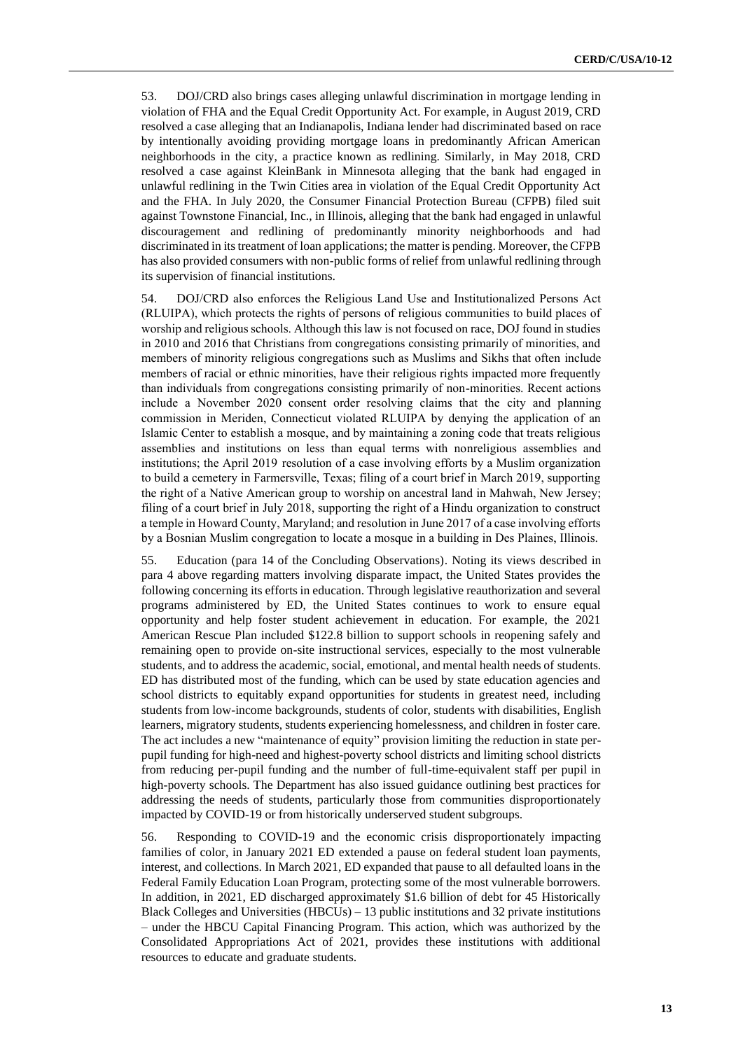53. DOJ/CRD also brings cases alleging unlawful discrimination in mortgage lending in violation of FHA and the Equal Credit Opportunity Act. For example, in August 2019, CRD resolved a case alleging that an Indianapolis, Indiana lender had discriminated based on race by intentionally avoiding providing mortgage loans in predominantly African American neighborhoods in the city, a practice known as redlining. Similarly, in May 2018, CRD resolved a case against KleinBank in Minnesota alleging that the bank had engaged in unlawful redlining in the Twin Cities area in violation of the Equal Credit Opportunity Act and the FHA. In July 2020, the Consumer Financial Protection Bureau (CFPB) filed suit against Townstone Financial, Inc., in Illinois, alleging that the bank had engaged in unlawful discouragement and redlining of predominantly minority neighborhoods and had discriminated in its treatment of loan applications; the matter is pending. Moreover, the CFPB has also provided consumers with non-public forms of relief from unlawful redlining through its supervision of financial institutions.

54. DOJ/CRD also enforces the Religious Land Use and Institutionalized Persons Act (RLUIPA), which protects the rights of persons of religious communities to build places of worship and religious schools. Although this law is not focused on race, DOJ found in studies in 2010 and 2016 that Christians from congregations consisting primarily of minorities, and members of minority religious congregations such as Muslims and Sikhs that often include members of racial or ethnic minorities, have their religious rights impacted more frequently than individuals from congregations consisting primarily of non-minorities. Recent actions include a November 2020 consent order resolving claims that the city and planning commission in Meriden, Connecticut violated RLUIPA by denying the application of an Islamic Center to establish a mosque, and by maintaining a zoning code that treats religious assemblies and institutions on less than equal terms with nonreligious assemblies and institutions; the April 2019 resolution of a case involving efforts by a Muslim organization to build a cemetery in Farmersville, Texas; filing of a court brief in March 2019, supporting the right of a Native American group to worship on ancestral land in Mahwah, New Jersey; filing of a court brief in July 2018, supporting the right of a Hindu organization to construct a temple in Howard County, Maryland; and resolution in June 2017 of a case involving efforts by a Bosnian Muslim congregation to locate a mosque in a building in Des Plaines, Illinois.

55. Education (para 14 of the Concluding Observations). Noting its views described in para 4 above regarding matters involving disparate impact, the United States provides the following concerning its efforts in education. Through legislative reauthorization and several programs administered by ED, the United States continues to work to ensure equal opportunity and help foster student achievement in education. For example, the 2021 American Rescue Plan included $122.8 billion to support schools in reopening safely and remaining open to provide on-site instructional services, especially to the most vulnerable students, and to address the academic, social, emotional, and mental health needs of students. ED has distributed most of the funding, which can be used by state education agencies and school districts to equitably expand opportunities for students in greatest need, including students from low-income backgrounds, students of color, students with disabilities, English learners, migratory students, students experiencing homelessness, and children in foster care. The act includes a new "maintenance of equity" provision limiting the reduction in state per-pupil funding for high-need and highest-poverty school districts and limiting school districts from reducing per-pupil funding and the number of full-time-equivalent staff per pupil in high-poverty schools. The Department has also issued guidance outlining best practices for addressing the needs of students, particularly those from communities disproportionately impacted by COVID-19 or from historically underserved student subgroups.

56. Responding to COVID-19 and the economic crisis disproportionately impacting families of color, in January 2021 ED extended a pause on federal student loan payments, interest, and collections. In March 2021, ED expanded that pause to all defaulted loans in the Federal Family Education Loan Program, protecting some of the most vulnerable borrowers. In addition, in 2021, ED discharged approximately $1.6 billion of debt for 45 Historically Black Colleges and Universities (HBCUs) – 13 public institutions and 32 private institutions – under the HBCU Capital Financing Program. This action, which was authorized by the Consolidated Appropriations Act of 2021, provides these institutions with additional resources to educate and graduate students.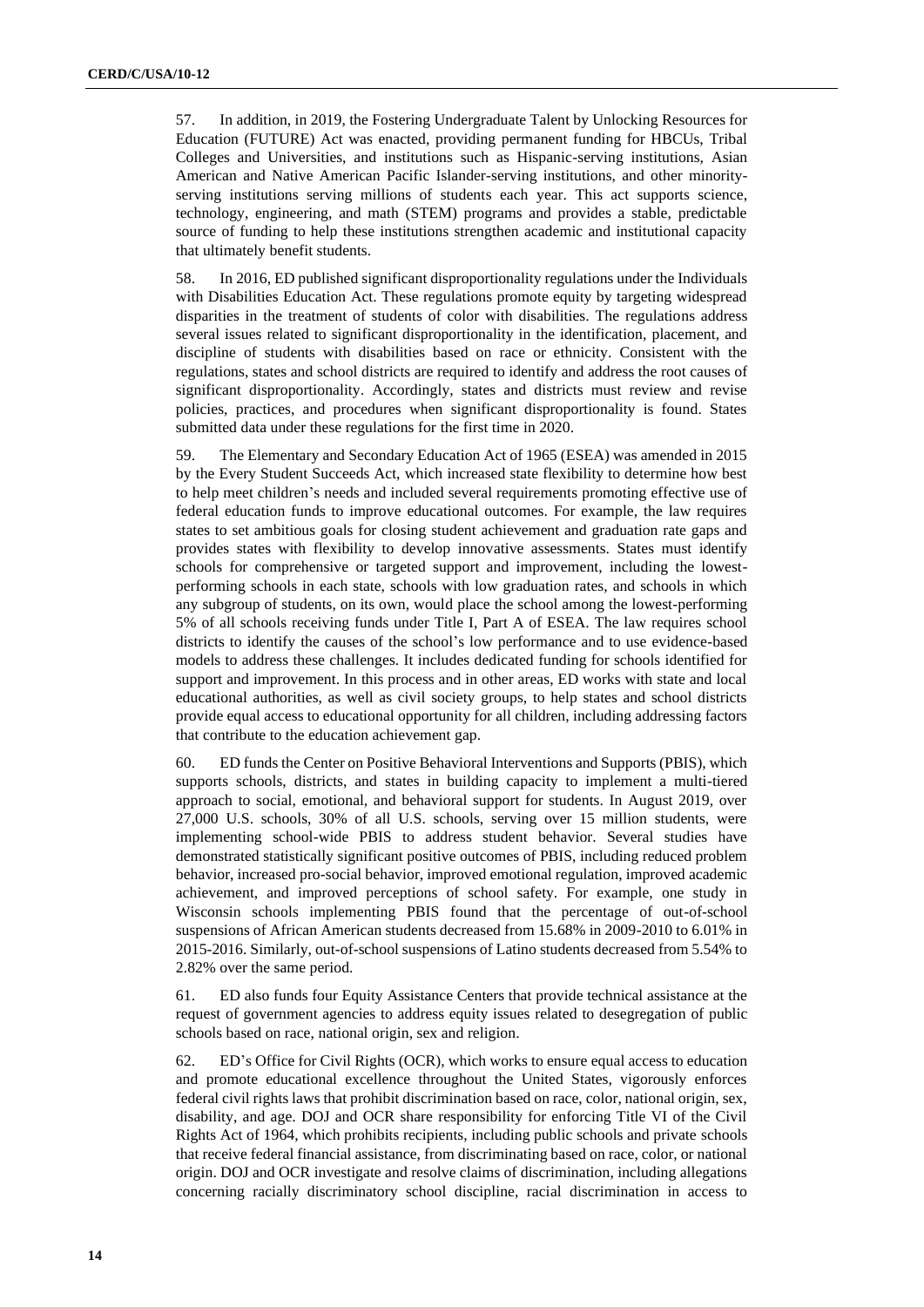57. In addition, in 2019, the Fostering Undergraduate Talent by Unlocking Resources for Education (FUTURE) Act was enacted, providing permanent funding for HBCUs, Tribal Colleges and Universities, and institutions such as Hispanic-serving institutions, Asian American and Native American Pacific Islander-serving institutions, and other minority-serving institutions serving millions of students each year. This act supports science, technology, engineering, and math (STEM) programs and provides a stable, predictable source of funding to help these institutions strengthen academic and institutional capacity that ultimately benefit students.

58. In 2016, ED published significant disproportionality regulations under the Individuals with Disabilities Education Act. These regulations promote equity by targeting widespread disparities in the treatment of students of color with disabilities. The regulations address several issues related to significant disproportionality in the identification, placement, and discipline of students with disabilities based on race or ethnicity. Consistent with the regulations, states and school districts are required to identify and address the root causes of significant disproportionality. Accordingly, states and districts must review and revise policies, practices, and procedures when significant disproportionality is found. States submitted data under these regulations for the first time in 2020.

59. The Elementary and Secondary Education Act of 1965 (ESEA) was amended in 2015 by the Every Student Succeeds Act, which increased state flexibility to determine how best to help meet children's needs and included several requirements promoting effective use of federal education funds to improve educational outcomes. For example, the law requires states to set ambitious goals for closing student achievement and graduation rate gaps and provides states with flexibility to develop innovative assessments. States must identify schools for comprehensive or targeted support and improvement, including the lowest-performing schools in each state, schools with low graduation rates, and schools in which any subgroup of students, on its own, would place the school among the lowest-performing 5% of all schools receiving funds under Title I, Part A of ESEA. The law requires school districts to identify the causes of the school's low performance and to use evidence-based models to address these challenges. It includes dedicated funding for schools identified for support and improvement. In this process and in other areas, ED works with state and local educational authorities, as well as civil society groups, to help states and school districts provide equal access to educational opportunity for all children, including addressing factors that contribute to the education achievement gap.

60. ED funds the Center on Positive Behavioral Interventions and Supports (PBIS), which supports schools, districts, and states in building capacity to implement a multi-tiered approach to social, emotional, and behavioral support for students. In August 2019, over 27,000 U.S. schools, 30% of all U.S. schools, serving over 15 million students, were implementing school-wide PBIS to address student behavior. Several studies have demonstrated statistically significant positive outcomes of PBIS, including reduced problem behavior, increased pro-social behavior, improved emotional regulation, improved academic achievement, and improved perceptions of school safety. For example, one study in Wisconsin schools implementing PBIS found that the percentage of out-of-school suspensions of African American students decreased from 15.68% in 2009-2010 to 6.01% in 2015-2016. Similarly, out-of-school suspensions of Latino students decreased from 5.54% to 2.82% over the same period.

61. ED also funds four Equity Assistance Centers that provide technical assistance at the request of government agencies to address equity issues related to desegregation of public schools based on race, national origin, sex and religion.

62. ED's Office for Civil Rights (OCR), which works to ensure equal access to education and promote educational excellence throughout the United States, vigorously enforces federal civil rights laws that prohibit discrimination based on race, color, national origin, sex, disability, and age. DOJ and OCR share responsibility for enforcing Title VI of the Civil Rights Act of 1964, which prohibits recipients, including public schools and private schools that receive federal financial assistance, from discriminating based on race, color, or national origin. DOJ and OCR investigate and resolve claims of discrimination, including allegations concerning racially discriminatory school discipline, racial discrimination in access to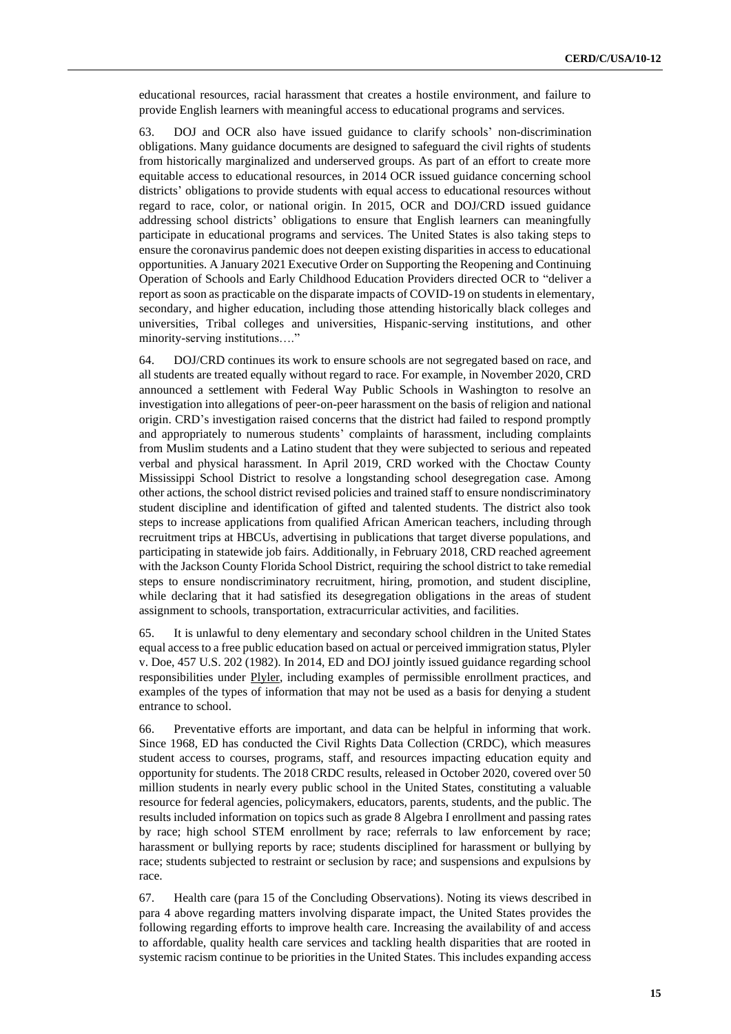educational resources, racial harassment that creates a hostile environment, and failure to provide English learners with meaningful access to educational programs and services.

63. DOJ and OCR also have issued guidance to clarify schools' non-discrimination obligations. Many guidance documents are designed to safeguard the civil rights of students from historically marginalized and underserved groups. As part of an effort to create more equitable access to educational resources, in 2014 OCR issued guidance concerning school districts' obligations to provide students with equal access to educational resources without regard to race, color, or national origin. In 2015, OCR and DOJ/CRD issued guidance addressing school districts' obligations to ensure that English learners can meaningfully participate in educational programs and services. The United States is also taking steps to ensure the coronavirus pandemic does not deepen existing disparities in access to educational opportunities. A January 2021 Executive Order on Supporting the Reopening and Continuing Operation of Schools and Early Childhood Education Providers directed OCR to "deliver a report as soon as practicable on the disparate impacts of COVID-19 on students in elementary, secondary, and higher education, including those attending historically black colleges and universities, Tribal colleges and universities, Hispanic-serving institutions, and other minority-serving institutions…."

64. DOJ/CRD continues its work to ensure schools are not segregated based on race, and all students are treated equally without regard to race. For example, in November 2020, CRD announced a settlement with Federal Way Public Schools in Washington to resolve an investigation into allegations of peer-on-peer harassment on the basis of religion and national origin. CRD's investigation raised concerns that the district had failed to respond promptly and appropriately to numerous students' complaints of harassment, including complaints from Muslim students and a Latino student that they were subjected to serious and repeated verbal and physical harassment. In April 2019, CRD worked with the Choctaw County Mississippi School District to resolve a longstanding school desegregation case. Among other actions, the school district revised policies and trained staff to ensure nondiscriminatory student discipline and identification of gifted and talented students. The district also took steps to increase applications from qualified African American teachers, including through recruitment trips at HBCUs, advertising in publications that target diverse populations, and participating in statewide job fairs. Additionally, in February 2018, CRD reached agreement with the Jackson County Florida School District, requiring the school district to take remedial steps to ensure nondiscriminatory recruitment, hiring, promotion, and student discipline, while declaring that it had satisfied its desegregation obligations in the areas of student assignment to schools, transportation, extracurricular activities, and facilities.

65. It is unlawful to deny elementary and secondary school children in the United States equal access to a free public education based on actual or perceived immigration status, Plyler v. Doe, 457 U.S. 202 (1982). In 2014, ED and DOJ jointly issued guidance regarding school responsibilities under Plyler, including examples of permissible enrollment practices, and examples of the types of information that may not be used as a basis for denying a student entrance to school.

66. Preventative efforts are important, and data can be helpful in informing that work. Since 1968, ED has conducted the Civil Rights Data Collection (CRDC), which measures student access to courses, programs, staff, and resources impacting education equity and opportunity for students. The 2018 CRDC results, released in October 2020, covered over 50 million students in nearly every public school in the United States, constituting a valuable resource for federal agencies, policymakers, educators, parents, students, and the public. The results included information on topics such as grade 8 Algebra I enrollment and passing rates by race; high school STEM enrollment by race; referrals to law enforcement by race; harassment or bullying reports by race; students disciplined for harassment or bullying by race; students subjected to restraint or seclusion by race; and suspensions and expulsions by race.

67. Health care (para 15 of the Concluding Observations). Noting its views described in para 4 above regarding matters involving disparate impact, the United States provides the following regarding efforts to improve health care. Increasing the availability of and access to affordable, quality health care services and tackling health disparities that are rooted in systemic racism continue to be priorities in the United States. This includes expanding access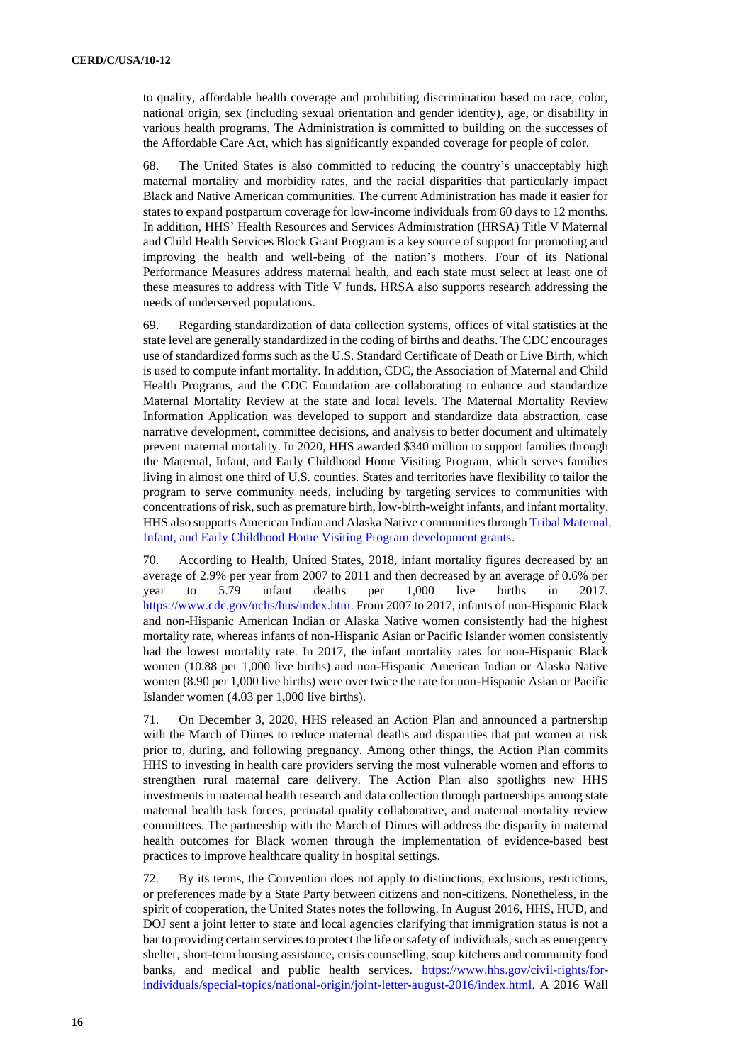to quality, affordable health coverage and prohibiting discrimination based on race, color, national origin, sex (including sexual orientation and gender identity), age, or disability in various health programs. The Administration is committed to building on the successes of the Affordable Care Act, which has significantly expanded coverage for people of color.

68. The United States is also committed to reducing the country's unacceptably high maternal mortality and morbidity rates, and the racial disparities that particularly impact Black and Native American communities. The current Administration has made it easier for states to expand postpartum coverage for low-income individuals from 60 days to 12 months. In addition, HHS' Health Resources and Services Administration (HRSA) Title V Maternal and Child Health Services Block Grant Program is a key source of support for promoting and improving the health and well-being of the nation's mothers. Four of its National Performance Measures address maternal health, and each state must select at least one of these measures to address with Title V funds. HRSA also supports research addressing the needs of underserved populations.

69. Regarding standardization of data collection systems, offices of vital statistics at the state level are generally standardized in the coding of births and deaths. The CDC encourages use of standardized forms such as the U.S. Standard Certificate of Death or Live Birth, which is used to compute infant mortality. In addition, CDC, the Association of Maternal and Child Health Programs, and the CDC Foundation are collaborating to enhance and standardize Maternal Mortality Review at the state and local levels. The Maternal Mortality Review Information Application was developed to support and standardize data abstraction, case narrative development, committee decisions, and analysis to better document and ultimately prevent maternal mortality. In 2020, HHS awarded $340 million to support families through the Maternal, Infant, and Early Childhood Home Visiting Program, which serves families living in almost one third of U.S. counties. States and territories have flexibility to tailor the program to serve community needs, including by targeting services to communities with concentrations of risk, such as premature birth, low-birth-weight infants, and infant mortality. HHS also supports American Indian and Alaska Native communities through Tribal Maternal, Infant, and Early Childhood Home Visiting Program development grants.

70. According to Health, United States, 2018, infant mortality figures decreased by an average of 2.9% per year from 2007 to 2011 and then decreased by an average of 0.6% per year to 5.79 infant deaths per 1,000 live births in 2017. https://www.cdc.gov/nchs/hus/index.htm. From 2007 to 2017, infants of non-Hispanic Black and non-Hispanic American Indian or Alaska Native women consistently had the highest mortality rate, whereas infants of non-Hispanic Asian or Pacific Islander women consistently had the lowest mortality rate. In 2017, the infant mortality rates for non-Hispanic Black women (10.88 per 1,000 live births) and non-Hispanic American Indian or Alaska Native women (8.90 per 1,000 live births) were over twice the rate for non-Hispanic Asian or Pacific Islander women (4.03 per 1,000 live births).

71. On December 3, 2020, HHS released an Action Plan and announced a partnership with the March of Dimes to reduce maternal deaths and disparities that put women at risk prior to, during, and following pregnancy. Among other things, the Action Plan commits HHS to investing in health care providers serving the most vulnerable women and efforts to strengthen rural maternal care delivery. The Action Plan also spotlights new HHS investments in maternal health research and data collection through partnerships among state maternal health task forces, perinatal quality collaborative, and maternal mortality review committees. The partnership with the March of Dimes will address the disparity in maternal health outcomes for Black women through the implementation of evidence-based best practices to improve healthcare quality in hospital settings.

72. By its terms, the Convention does not apply to distinctions, exclusions, restrictions, or preferences made by a State Party between citizens and non-citizens. Nonetheless, in the spirit of cooperation, the United States notes the following. In August 2016, HHS, HUD, and DOJ sent a joint letter to state and local agencies clarifying that immigration status is not a bar to providing certain services to protect the life or safety of individuals, such as emergency shelter, short-term housing assistance, crisis counselling, soup kitchens and community food banks, and medical and public health services. https://www.hhs.gov/civil-rights/for-individuals/special-topics/national-origin/joint-letter-august-2016/index.html. A 2016 Wall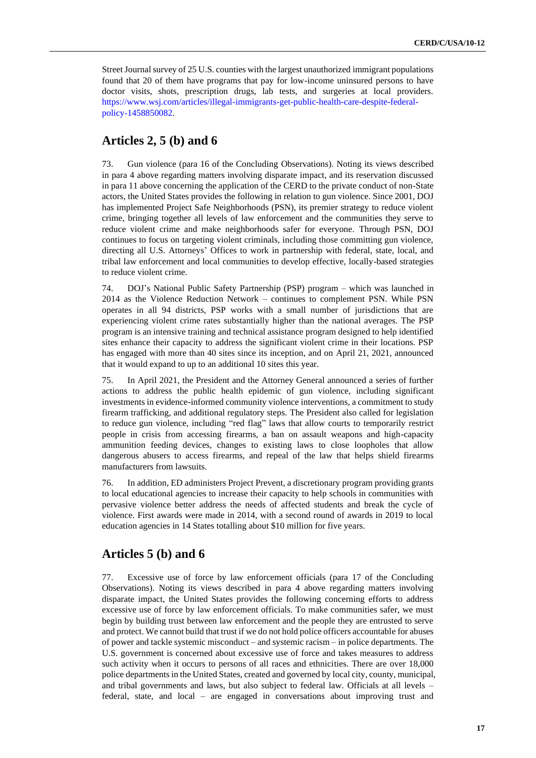Street Journal survey of 25 U.S. counties with the largest unauthorized immigrant populations found that 20 of them have programs that pay for low-income uninsured persons to have doctor visits, shots, prescription drugs, lab tests, and surgeries at local providers. https://www.wsj.com/articles/illegal-immigrants-get-public-health-care-despite-federal-policy-1458850082.

## Articles 2, 5 (b) and 6

73. Gun violence (para 16 of the Concluding Observations). Noting its views described in para 4 above regarding matters involving disparate impact, and its reservation discussed in para 11 above concerning the application of the CERD to the private conduct of non-State actors, the United States provides the following in relation to gun violence. Since 2001, DOJ has implemented Project Safe Neighborhoods (PSN), its premier strategy to reduce violent crime, bringing together all levels of law enforcement and the communities they serve to reduce violent crime and make neighborhoods safer for everyone. Through PSN, DOJ continues to focus on targeting violent criminals, including those committing gun violence, directing all U.S. Attorneys' Offices to work in partnership with federal, state, local, and tribal law enforcement and local communities to develop effective, locally-based strategies to reduce violent crime.

74. DOJ's National Public Safety Partnership (PSP) program – which was launched in 2014 as the Violence Reduction Network – continues to complement PSN. While PSN operates in all 94 districts, PSP works with a small number of jurisdictions that are experiencing violent crime rates substantially higher than the national averages. The PSP program is an intensive training and technical assistance program designed to help identified sites enhance their capacity to address the significant violent crime in their locations. PSP has engaged with more than 40 sites since its inception, and on April 21, 2021, announced that it would expand to up to an additional 10 sites this year.

75. In April 2021, the President and the Attorney General announced a series of further actions to address the public health epidemic of gun violence, including significant investments in evidence-informed community violence interventions, a commitment to study firearm trafficking, and additional regulatory steps. The President also called for legislation to reduce gun violence, including "red flag" laws that allow courts to temporarily restrict people in crisis from accessing firearms, a ban on assault weapons and high-capacity ammunition feeding devices, changes to existing laws to close loopholes that allow dangerous abusers to access firearms, and repeal of the law that helps shield firearms manufacturers from lawsuits.

76. In addition, ED administers Project Prevent, a discretionary program providing grants to local educational agencies to increase their capacity to help schools in communities with pervasive violence better address the needs of affected students and break the cycle of violence. First awards were made in 2014, with a second round of awards in 2019 to local education agencies in 14 States totalling about $10 million for five years.

## Articles 5 (b) and 6

77. Excessive use of force by law enforcement officials (para 17 of the Concluding Observations). Noting its views described in para 4 above regarding matters involving disparate impact, the United States provides the following concerning efforts to address excessive use of force by law enforcement officials. To make communities safer, we must begin by building trust between law enforcement and the people they are entrusted to serve and protect. We cannot build that trust if we do not hold police officers accountable for abuses of power and tackle systemic misconduct – and systemic racism – in police departments. The U.S. government is concerned about excessive use of force and takes measures to address such activity when it occurs to persons of all races and ethnicities. There are over 18,000 police departments in the United States, created and governed by local city, county, municipal, and tribal governments and laws, but also subject to federal law. Officials at all levels – federal, state, and local – are engaged in conversations about improving trust and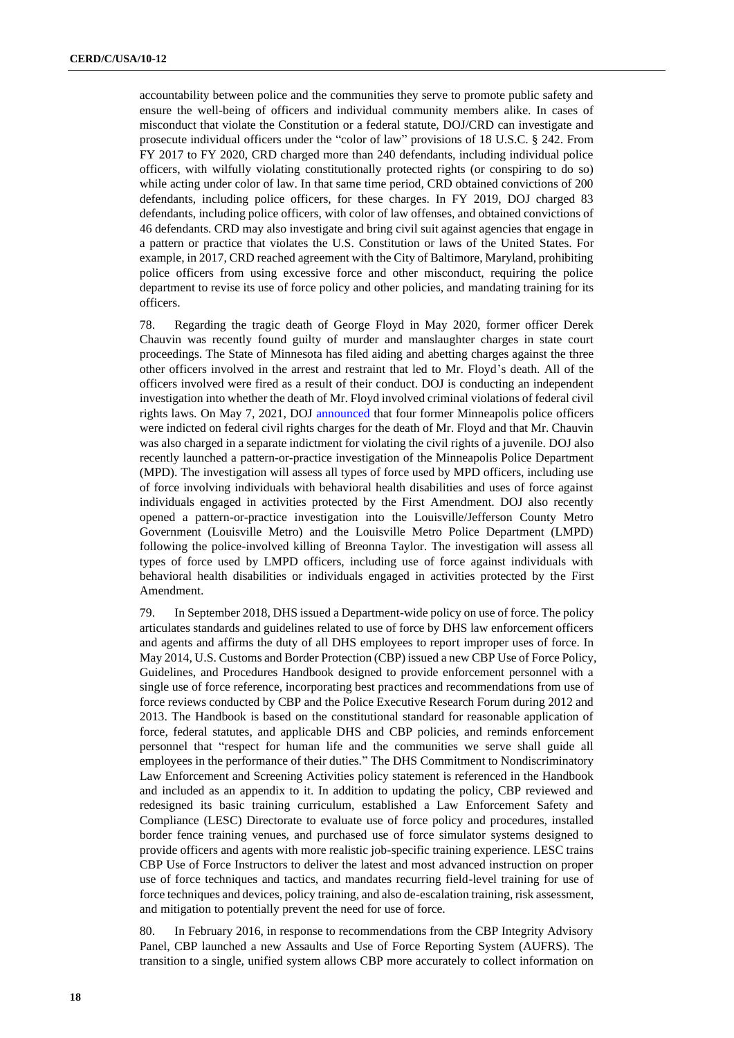accountability between police and the communities they serve to promote public safety and ensure the well-being of officers and individual community members alike. In cases of misconduct that violate the Constitution or a federal statute, DOJ/CRD can investigate and prosecute individual officers under the "color of law" provisions of 18 U.S.C. § 242. From FY 2017 to FY 2020, CRD charged more than 240 defendants, including individual police officers, with wilfully violating constitutionally protected rights (or conspiring to do so) while acting under color of law. In that same time period, CRD obtained convictions of 200 defendants, including police officers, for these charges. In FY 2019, DOJ charged 83 defendants, including police officers, with color of law offenses, and obtained convictions of 46 defendants. CRD may also investigate and bring civil suit against agencies that engage in a pattern or practice that violates the U.S. Constitution or laws of the United States. For example, in 2017, CRD reached agreement with the City of Baltimore, Maryland, prohibiting police officers from using excessive force and other misconduct, requiring the police department to revise its use of force policy and other policies, and mandating training for its officers.

78. Regarding the tragic death of George Floyd in May 2020, former officer Derek Chauvin was recently found guilty of murder and manslaughter charges in state court proceedings. The State of Minnesota has filed aiding and abetting charges against the three other officers involved in the arrest and restraint that led to Mr. Floyd's death. All of the officers involved were fired as a result of their conduct. DOJ is conducting an independent investigation into whether the death of Mr. Floyd involved criminal violations of federal civil rights laws. On May 7, 2021, DOJ announced that four former Minneapolis police officers were indicted on federal civil rights charges for the death of Mr. Floyd and that Mr. Chauvin was also charged in a separate indictment for violating the civil rights of a juvenile. DOJ also recently launched a pattern-or-practice investigation of the Minneapolis Police Department (MPD). The investigation will assess all types of force used by MPD officers, including use of force involving individuals with behavioral health disabilities and uses of force against individuals engaged in activities protected by the First Amendment. DOJ also recently opened a pattern-or-practice investigation into the Louisville/Jefferson County Metro Government (Louisville Metro) and the Louisville Metro Police Department (LMPD) following the police-involved killing of Breonna Taylor. The investigation will assess all types of force used by LMPD officers, including use of force against individuals with behavioral health disabilities or individuals engaged in activities protected by the First Amendment.

79. In September 2018, DHS issued a Department-wide policy on use of force. The policy articulates standards and guidelines related to use of force by DHS law enforcement officers and agents and affirms the duty of all DHS employees to report improper uses of force. In May 2014, U.S. Customs and Border Protection (CBP) issued a new CBP Use of Force Policy, Guidelines, and Procedures Handbook designed to provide enforcement personnel with a single use of force reference, incorporating best practices and recommendations from use of force reviews conducted by CBP and the Police Executive Research Forum during 2012 and 2013. The Handbook is based on the constitutional standard for reasonable application of force, federal statutes, and applicable DHS and CBP policies, and reminds enforcement personnel that "respect for human life and the communities we serve shall guide all employees in the performance of their duties." The DHS Commitment to Nondiscriminatory Law Enforcement and Screening Activities policy statement is referenced in the Handbook and included as an appendix to it. In addition to updating the policy, CBP reviewed and redesigned its basic training curriculum, established a Law Enforcement Safety and Compliance (LESC) Directorate to evaluate use of force policy and procedures, installed border fence training venues, and purchased use of force simulator systems designed to provide officers and agents with more realistic job-specific training experience. LESC trains CBP Use of Force Instructors to deliver the latest and most advanced instruction on proper use of force techniques and tactics, and mandates recurring field-level training for use of force techniques and devices, policy training, and also de-escalation training, risk assessment, and mitigation to potentially prevent the need for use of force.

80. In February 2016, in response to recommendations from the CBP Integrity Advisory Panel, CBP launched a new Assaults and Use of Force Reporting System (AUFRS). The transition to a single, unified system allows CBP more accurately to collect information on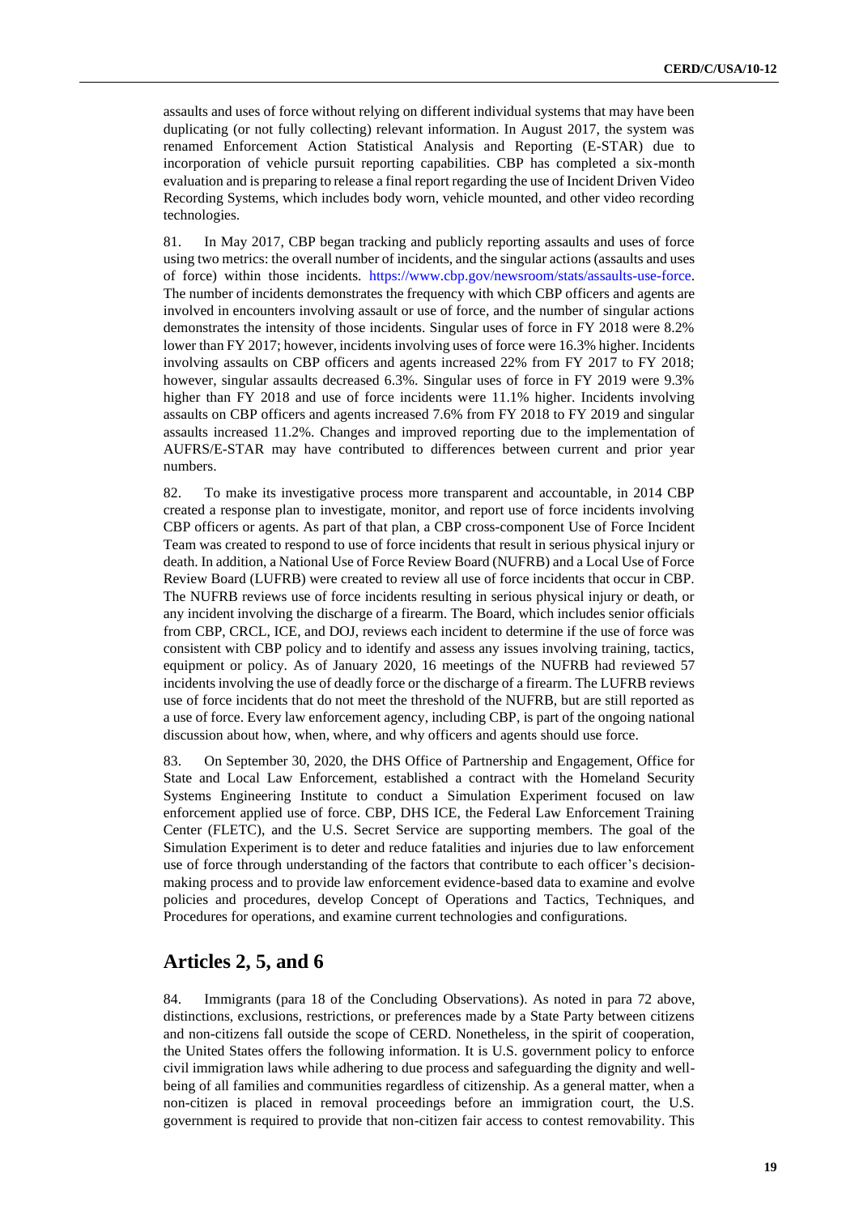assaults and uses of force without relying on different individual systems that may have been duplicating (or not fully collecting) relevant information. In August 2017, the system was renamed Enforcement Action Statistical Analysis and Reporting (E-STAR) due to incorporation of vehicle pursuit reporting capabilities. CBP has completed a six-month evaluation and is preparing to release a final report regarding the use of Incident Driven Video Recording Systems, which includes body worn, vehicle mounted, and other video recording technologies.

81. In May 2017, CBP began tracking and publicly reporting assaults and uses of force using two metrics: the overall number of incidents, and the singular actions (assaults and uses of force) within those incidents. https://www.cbp.gov/newsroom/stats/assaults-use-force. The number of incidents demonstrates the frequency with which CBP officers and agents are involved in encounters involving assault or use of force, and the number of singular actions demonstrates the intensity of those incidents. Singular uses of force in FY 2018 were 8.2% lower than FY 2017; however, incidents involving uses of force were 16.3% higher. Incidents involving assaults on CBP officers and agents increased 22% from FY 2017 to FY 2018; however, singular assaults decreased 6.3%. Singular uses of force in FY 2019 were 9.3% higher than FY 2018 and use of force incidents were 11.1% higher. Incidents involving assaults on CBP officers and agents increased 7.6% from FY 2018 to FY 2019 and singular assaults increased 11.2%. Changes and improved reporting due to the implementation of AUFRS/E-STAR may have contributed to differences between current and prior year numbers.

82. To make its investigative process more transparent and accountable, in 2014 CBP created a response plan to investigate, monitor, and report use of force incidents involving CBP officers or agents. As part of that plan, a CBP cross-component Use of Force Incident Team was created to respond to use of force incidents that result in serious physical injury or death. In addition, a National Use of Force Review Board (NUFRB) and a Local Use of Force Review Board (LUFRB) were created to review all use of force incidents that occur in CBP. The NUFRB reviews use of force incidents resulting in serious physical injury or death, or any incident involving the discharge of a firearm. The Board, which includes senior officials from CBP, CRCL, ICE, and DOJ, reviews each incident to determine if the use of force was consistent with CBP policy and to identify and assess any issues involving training, tactics, equipment or policy. As of January 2020, 16 meetings of the NUFRB had reviewed 57 incidents involving the use of deadly force or the discharge of a firearm. The LUFRB reviews use of force incidents that do not meet the threshold of the NUFRB, but are still reported as a use of force. Every law enforcement agency, including CBP, is part of the ongoing national discussion about how, when, where, and why officers and agents should use force.

83. On September 30, 2020, the DHS Office of Partnership and Engagement, Office for State and Local Law Enforcement, established a contract with the Homeland Security Systems Engineering Institute to conduct a Simulation Experiment focused on law enforcement applied use of force. CBP, DHS ICE, the Federal Law Enforcement Training Center (FLETC), and the U.S. Secret Service are supporting members. The goal of the Simulation Experiment is to deter and reduce fatalities and injuries due to law enforcement use of force through understanding of the factors that contribute to each officer's decision-making process and to provide law enforcement evidence-based data to examine and evolve policies and procedures, develop Concept of Operations and Tactics, Techniques, and Procedures for operations, and examine current technologies and configurations.

## Articles 2, 5, and 6

84. Immigrants (para 18 of the Concluding Observations). As noted in para 72 above, distinctions, exclusions, restrictions, or preferences made by a State Party between citizens and non-citizens fall outside the scope of CERD. Nonetheless, in the spirit of cooperation, the United States offers the following information. It is U.S. government policy to enforce civil immigration laws while adhering to due process and safeguarding the dignity and well-being of all families and communities regardless of citizenship. As a general matter, when a non-citizen is placed in removal proceedings before an immigration court, the U.S. government is required to provide that non-citizen fair access to contest removability. This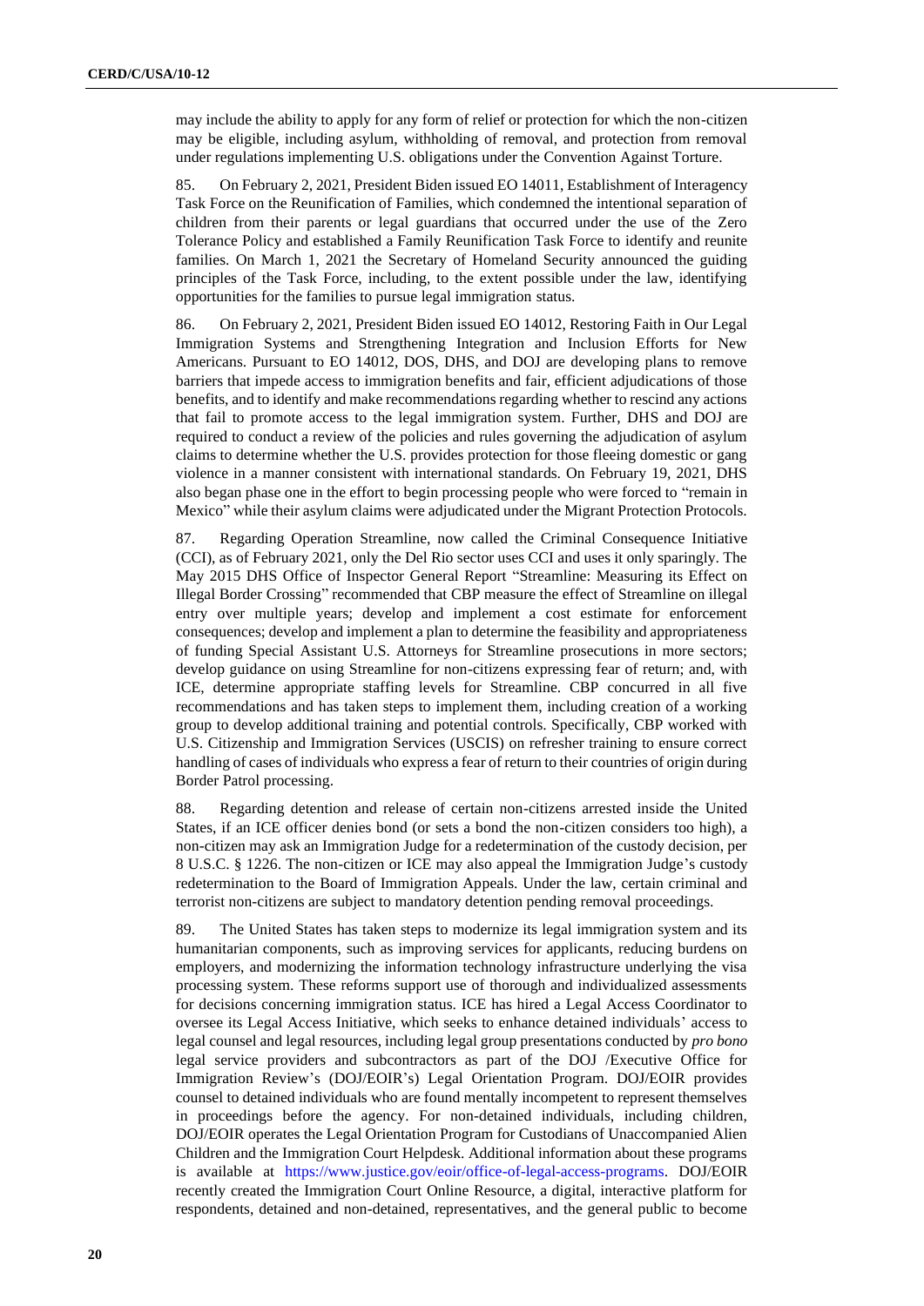may include the ability to apply for any form of relief or protection for which the non-citizen may be eligible, including asylum, withholding of removal, and protection from removal under regulations implementing U.S. obligations under the Convention Against Torture.

85. On February 2, 2021, President Biden issued EO 14011, Establishment of Interagency Task Force on the Reunification of Families, which condemned the intentional separation of children from their parents or legal guardians that occurred under the use of the Zero Tolerance Policy and established a Family Reunification Task Force to identify and reunite families. On March 1, 2021 the Secretary of Homeland Security announced the guiding principles of the Task Force, including, to the extent possible under the law, identifying opportunities for the families to pursue legal immigration status.

86. On February 2, 2021, President Biden issued EO 14012, Restoring Faith in Our Legal Immigration Systems and Strengthening Integration and Inclusion Efforts for New Americans. Pursuant to EO 14012, DOS, DHS, and DOJ are developing plans to remove barriers that impede access to immigration benefits and fair, efficient adjudications of those benefits, and to identify and make recommendations regarding whether to rescind any actions that fail to promote access to the legal immigration system. Further, DHS and DOJ are required to conduct a review of the policies and rules governing the adjudication of asylum claims to determine whether the U.S. provides protection for those fleeing domestic or gang violence in a manner consistent with international standards. On February 19, 2021, DHS also began phase one in the effort to begin processing people who were forced to "remain in Mexico" while their asylum claims were adjudicated under the Migrant Protection Protocols.

87. Regarding Operation Streamline, now called the Criminal Consequence Initiative (CCI), as of February 2021, only the Del Rio sector uses CCI and uses it only sparingly. The May 2015 DHS Office of Inspector General Report "Streamline: Measuring its Effect on Illegal Border Crossing" recommended that CBP measure the effect of Streamline on illegal entry over multiple years; develop and implement a cost estimate for enforcement consequences; develop and implement a plan to determine the feasibility and appropriateness of funding Special Assistant U.S. Attorneys for Streamline prosecutions in more sectors; develop guidance on using Streamline for non-citizens expressing fear of return; and, with ICE, determine appropriate staffing levels for Streamline. CBP concurred in all five recommendations and has taken steps to implement them, including creation of a working group to develop additional training and potential controls. Specifically, CBP worked with U.S. Citizenship and Immigration Services (USCIS) on refresher training to ensure correct handling of cases of individuals who express a fear of return to their countries of origin during Border Patrol processing.

88. Regarding detention and release of certain non-citizens arrested inside the United States, if an ICE officer denies bond (or sets a bond the non-citizen considers too high), a non-citizen may ask an Immigration Judge for a redetermination of the custody decision, per 8 U.S.C. § 1226. The non-citizen or ICE may also appeal the Immigration Judge's custody redetermination to the Board of Immigration Appeals. Under the law, certain criminal and terrorist non-citizens are subject to mandatory detention pending removal proceedings.

89. The United States has taken steps to modernize its legal immigration system and its humanitarian components, such as improving services for applicants, reducing burdens on employers, and modernizing the information technology infrastructure underlying the visa processing system. These reforms support use of thorough and individualized assessments for decisions concerning immigration status. ICE has hired a Legal Access Coordinator to oversee its Legal Access Initiative, which seeks to enhance detained individuals' access to legal counsel and legal resources, including legal group presentations conducted by *pro bono* legal service providers and subcontractors as part of the DOJ /Executive Office for Immigration Review's (DOJ/EOIR's) Legal Orientation Program. DOJ/EOIR provides counsel to detained individuals who are found mentally incompetent to represent themselves in proceedings before the agency. For non-detained individuals, including children, DOJ/EOIR operates the Legal Orientation Program for Custodians of Unaccompanied Alien Children and the Immigration Court Helpdesk. Additional information about these programs is available at https://www.justice.gov/eoir/office-of-legal-access-programs. DOJ/EOIR recently created the Immigration Court Online Resource, a digital, interactive platform for respondents, detained and non-detained, representatives, and the general public to become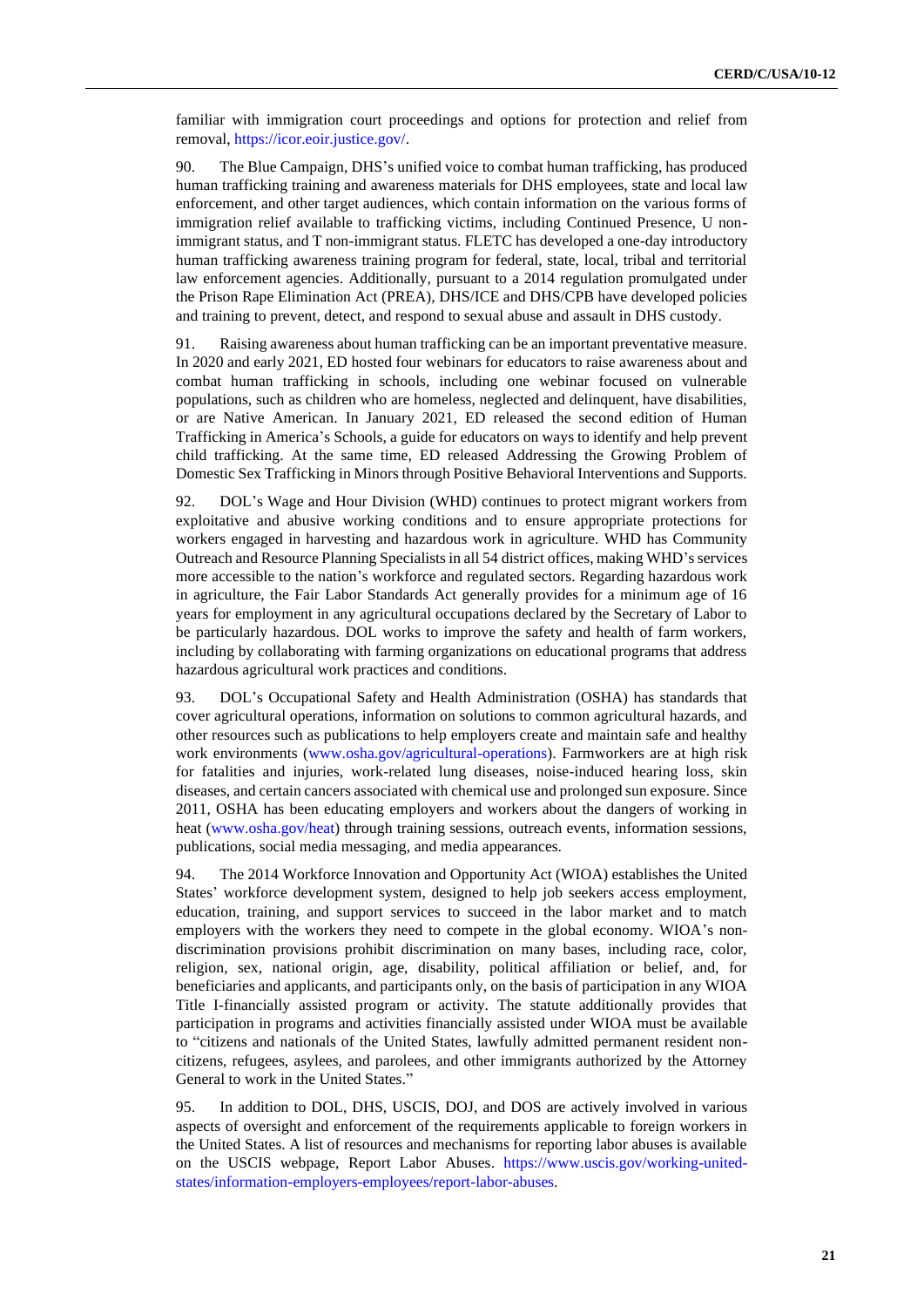familiar with immigration court proceedings and options for protection and relief from removal, https://icor.eoir.justice.gov/.

90. The Blue Campaign, DHS's unified voice to combat human trafficking, has produced human trafficking training and awareness materials for DHS employees, state and local law enforcement, and other target audiences, which contain information on the various forms of immigration relief available to trafficking victims, including Continued Presence, U non-immigrant status, and T non-immigrant status. FLETC has developed a one-day introductory human trafficking awareness training program for federal, state, local, tribal and territorial law enforcement agencies. Additionally, pursuant to a 2014 regulation promulgated under the Prison Rape Elimination Act (PREA), DHS/ICE and DHS/CPB have developed policies and training to prevent, detect, and respond to sexual abuse and assault in DHS custody.

91. Raising awareness about human trafficking can be an important preventative measure. In 2020 and early 2021, ED hosted four webinars for educators to raise awareness about and combat human trafficking in schools, including one webinar focused on vulnerable populations, such as children who are homeless, neglected and delinquent, have disabilities, or are Native American. In January 2021, ED released the second edition of Human Trafficking in America's Schools, a guide for educators on ways to identify and help prevent child trafficking. At the same time, ED released Addressing the Growing Problem of Domestic Sex Trafficking in Minors through Positive Behavioral Interventions and Supports.

92. DOL's Wage and Hour Division (WHD) continues to protect migrant workers from exploitative and abusive working conditions and to ensure appropriate protections for workers engaged in harvesting and hazardous work in agriculture. WHD has Community Outreach and Resource Planning Specialists in all 54 district offices, making WHD's services more accessible to the nation's workforce and regulated sectors. Regarding hazardous work in agriculture, the Fair Labor Standards Act generally provides for a minimum age of 16 years for employment in any agricultural occupations declared by the Secretary of Labor to be particularly hazardous. DOL works to improve the safety and health of farm workers, including by collaborating with farming organizations on educational programs that address hazardous agricultural work practices and conditions.

93. DOL's Occupational Safety and Health Administration (OSHA) has standards that cover agricultural operations, information on solutions to common agricultural hazards, and other resources such as publications to help employers create and maintain safe and healthy work environments (www.osha.gov/agricultural-operations). Farmworkers are at high risk for fatalities and injuries, work-related lung diseases, noise-induced hearing loss, skin diseases, and certain cancers associated with chemical use and prolonged sun exposure. Since 2011, OSHA has been educating employers and workers about the dangers of working in heat (www.osha.gov/heat) through training sessions, outreach events, information sessions, publications, social media messaging, and media appearances.

94. The 2014 Workforce Innovation and Opportunity Act (WIOA) establishes the United States' workforce development system, designed to help job seekers access employment, education, training, and support services to succeed in the labor market and to match employers with the workers they need to compete in the global economy. WIOA's non-discrimination provisions prohibit discrimination on many bases, including race, color, religion, sex, national origin, age, disability, political affiliation or belief, and, for beneficiaries and applicants, and participants only, on the basis of participation in any WIOA Title I-financially assisted program or activity. The statute additionally provides that participation in programs and activities financially assisted under WIOA must be available to "citizens and nationals of the United States, lawfully admitted permanent resident non-citizens, refugees, asylees, and parolees, and other immigrants authorized by the Attorney General to work in the United States."

95. In addition to DOL, DHS, USCIS, DOJ, and DOS are actively involved in various aspects of oversight and enforcement of the requirements applicable to foreign workers in the United States. A list of resources and mechanisms for reporting labor abuses is available on the USCIS webpage, Report Labor Abuses. https://www.uscis.gov/working-united-states/information-employers-employees/report-labor-abuses.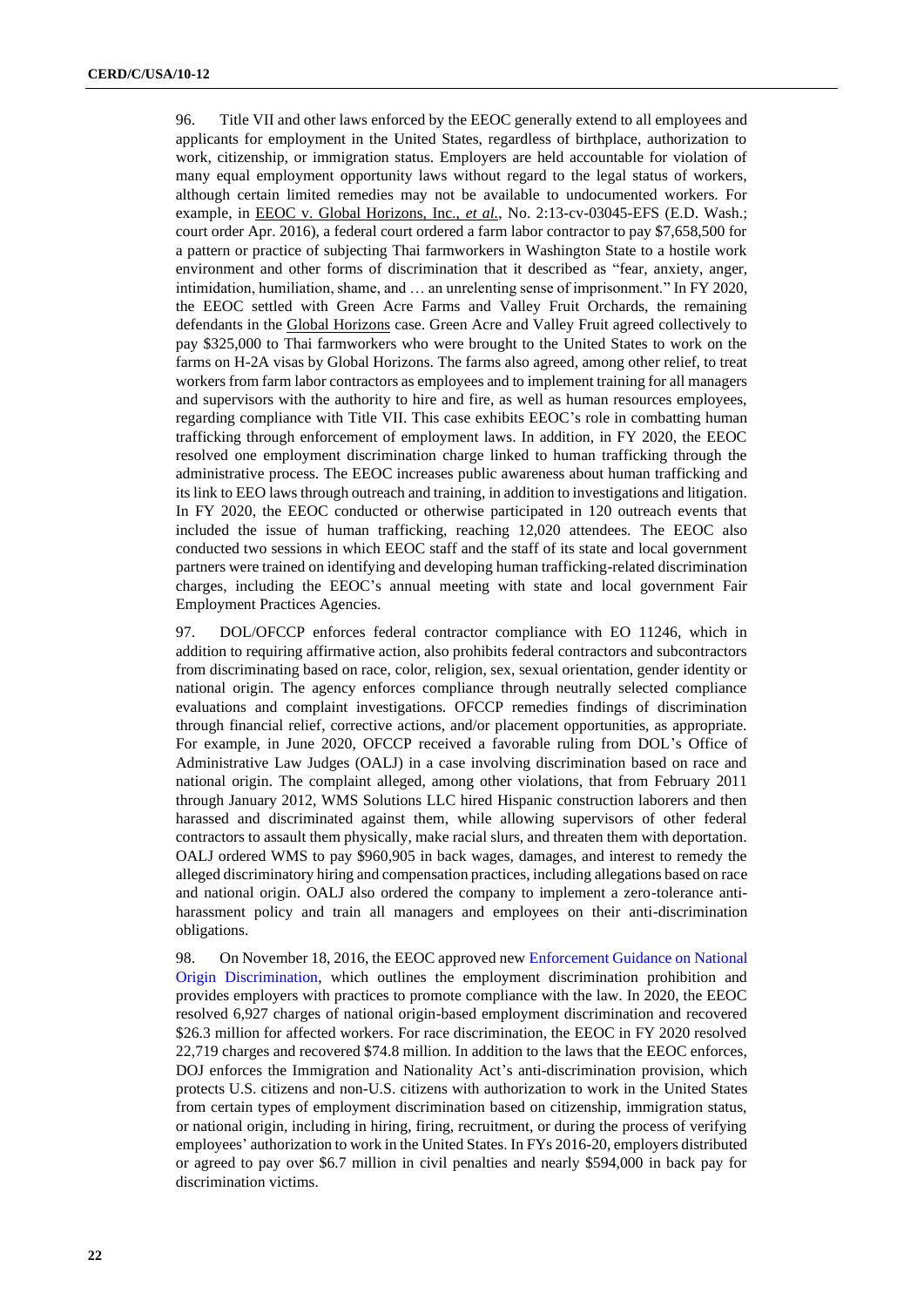96. Title VII and other laws enforced by the EEOC generally extend to all employees and applicants for employment in the United States, regardless of birthplace, authorization to work, citizenship, or immigration status. Employers are held accountable for violation of many equal employment opportunity laws without regard to the legal status of workers, although certain limited remedies may not be available to undocumented workers. For example, in EEOC v. Global Horizons, Inc., *et al.*, No. 2:13-cv-03045-EFS (E.D. Wash.; court order Apr. 2016), a federal court ordered a farm labor contractor to pay $7,658,500 for a pattern or practice of subjecting Thai farmworkers in Washington State to a hostile work environment and other forms of discrimination that it described as "fear, anxiety, anger, intimidation, humiliation, shame, and … an unrelenting sense of imprisonment." In FY 2020, the EEOC settled with Green Acre Farms and Valley Fruit Orchards, the remaining defendants in the Global Horizons case. Green Acre and Valley Fruit agreed collectively to pay $325,000 to Thai farmworkers who were brought to the United States to work on the farms on H-2A visas by Global Horizons. The farms also agreed, among other relief, to treat workers from farm labor contractors as employees and to implement training for all managers and supervisors with the authority to hire and fire, as well as human resources employees, regarding compliance with Title VII. This case exhibits EEOC's role in combatting human trafficking through enforcement of employment laws. In addition, in FY 2020, the EEOC resolved one employment discrimination charge linked to human trafficking through the administrative process. The EEOC increases public awareness about human trafficking and its link to EEO laws through outreach and training, in addition to investigations and litigation. In FY 2020, the EEOC conducted or otherwise participated in 120 outreach events that included the issue of human trafficking, reaching 12,020 attendees. The EEOC also conducted two sessions in which EEOC staff and the staff of its state and local government partners were trained on identifying and developing human trafficking-related discrimination charges, including the EEOC's annual meeting with state and local government Fair Employment Practices Agencies.

97. DOL/OFCCP enforces federal contractor compliance with EO 11246, which in addition to requiring affirmative action, also prohibits federal contractors and subcontractors from discriminating based on race, color, religion, sex, sexual orientation, gender identity or national origin. The agency enforces compliance through neutrally selected compliance evaluations and complaint investigations. OFCCP remedies findings of discrimination through financial relief, corrective actions, and/or placement opportunities, as appropriate. For example, in June 2020, OFCCP received a favorable ruling from DOL's Office of Administrative Law Judges (OALJ) in a case involving discrimination based on race and national origin. The complaint alleged, among other violations, that from February 2011 through January 2012, WMS Solutions LLC hired Hispanic construction laborers and then harassed and discriminated against them, while allowing supervisors of other federal contractors to assault them physically, make racial slurs, and threaten them with deportation. OALJ ordered WMS to pay $960,905 in back wages, damages, and interest to remedy the alleged discriminatory hiring and compensation practices, including allegations based on race and national origin. OALJ also ordered the company to implement a zero-tolerance anti-harassment policy and train all managers and employees on their anti-discrimination obligations.

98. On November 18, 2016, the EEOC approved new Enforcement Guidance on National Origin Discrimination, which outlines the employment discrimination prohibition and provides employers with practices to promote compliance with the law. In 2020, the EEOC resolved 6,927 charges of national origin-based employment discrimination and recovered $26.3 million for affected workers. For race discrimination, the EEOC in FY 2020 resolved 22,719 charges and recovered $74.8 million. In addition to the laws that the EEOC enforces, DOJ enforces the Immigration and Nationality Act's anti-discrimination provision, which protects U.S. citizens and non-U.S. citizens with authorization to work in the United States from certain types of employment discrimination based on citizenship, immigration status, or national origin, including in hiring, firing, recruitment, or during the process of verifying employees' authorization to work in the United States. In FYs 2016-20, employers distributed or agreed to pay over $6.7 million in civil penalties and nearly $594,000 in back pay for discrimination victims.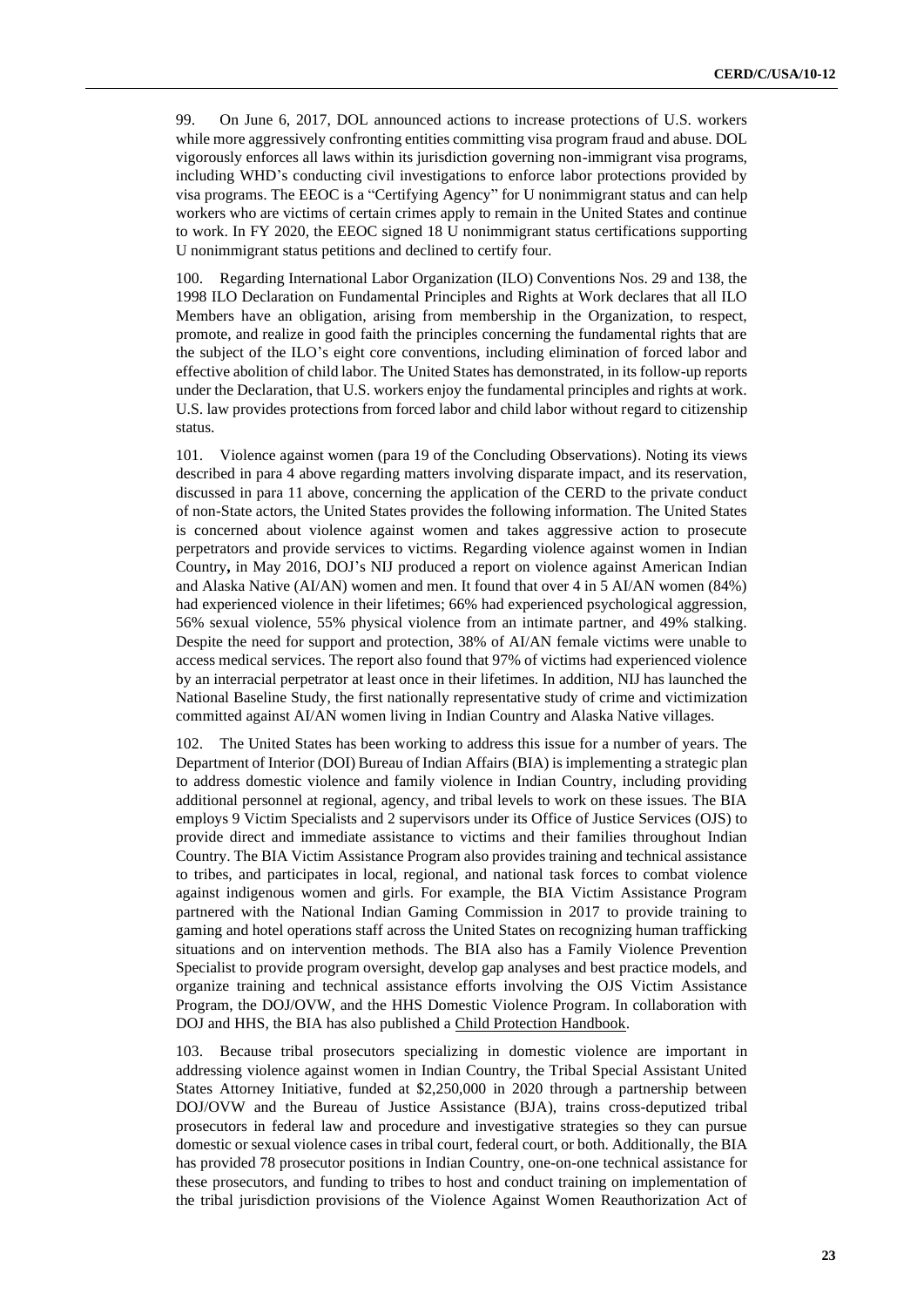99. On June 6, 2017, DOL announced actions to increase protections of U.S. workers while more aggressively confronting entities committing visa program fraud and abuse. DOL vigorously enforces all laws within its jurisdiction governing non-immigrant visa programs, including WHD's conducting civil investigations to enforce labor protections provided by visa programs. The EEOC is a "Certifying Agency" for U nonimmigrant status and can help workers who are victims of certain crimes apply to remain in the United States and continue to work. In FY 2020, the EEOC signed 18 U nonimmigrant status certifications supporting U nonimmigrant status petitions and declined to certify four.

100. Regarding International Labor Organization (ILO) Conventions Nos. 29 and 138, the 1998 ILO Declaration on Fundamental Principles and Rights at Work declares that all ILO Members have an obligation, arising from membership in the Organization, to respect, promote, and realize in good faith the principles concerning the fundamental rights that are the subject of the ILO's eight core conventions, including elimination of forced labor and effective abolition of child labor. The United States has demonstrated, in its follow-up reports under the Declaration, that U.S. workers enjoy the fundamental principles and rights at work. U.S. law provides protections from forced labor and child labor without regard to citizenship status.

101. Violence against women (para 19 of the Concluding Observations). Noting its views described in para 4 above regarding matters involving disparate impact, and its reservation, discussed in para 11 above, concerning the application of the CERD to the private conduct of non-State actors, the United States provides the following information. The United States is concerned about violence against women and takes aggressive action to prosecute perpetrators and provide services to victims. Regarding violence against women in Indian Country**,** in May 2016, DOJ's NIJ produced a report on violence against American Indian and Alaska Native (AI/AN) women and men. It found that over 4 in 5 AI/AN women (84%) had experienced violence in their lifetimes; 66% had experienced psychological aggression, 56% sexual violence, 55% physical violence from an intimate partner, and 49% stalking. Despite the need for support and protection, 38% of AI/AN female victims were unable to access medical services. The report also found that 97% of victims had experienced violence by an interracial perpetrator at least once in their lifetimes. In addition, NIJ has launched the National Baseline Study, the first nationally representative study of crime and victimization committed against AI/AN women living in Indian Country and Alaska Native villages.

102. The United States has been working to address this issue for a number of years. The Department of Interior (DOI) Bureau of Indian Affairs (BIA) is implementing a strategic plan to address domestic violence and family violence in Indian Country, including providing additional personnel at regional, agency, and tribal levels to work on these issues. The BIA employs 9 Victim Specialists and 2 supervisors under its Office of Justice Services (OJS) to provide direct and immediate assistance to victims and their families throughout Indian Country. The BIA Victim Assistance Program also provides training and technical assistance to tribes, and participates in local, regional, and national task forces to combat violence against indigenous women and girls. For example, the BIA Victim Assistance Program partnered with the National Indian Gaming Commission in 2017 to provide training to gaming and hotel operations staff across the United States on recognizing human trafficking situations and on intervention methods. The BIA also has a Family Violence Prevention Specialist to provide program oversight, develop gap analyses and best practice models, and organize training and technical assistance efforts involving the OJS Victim Assistance Program, the DOJ/OVW, and the HHS Domestic Violence Program. In collaboration with DOJ and HHS, the BIA has also published a Child Protection Handbook.

103. Because tribal prosecutors specializing in domestic violence are important in addressing violence against women in Indian Country, the Tribal Special Assistant United States Attorney Initiative, funded at $2,250,000 in 2020 through a partnership between DOJ/OVW and the Bureau of Justice Assistance (BJA), trains cross-deputized tribal prosecutors in federal law and procedure and investigative strategies so they can pursue domestic or sexual violence cases in tribal court, federal court, or both. Additionally, the BIA has provided 78 prosecutor positions in Indian Country, one-on-one technical assistance for these prosecutors, and funding to tribes to host and conduct training on implementation of the tribal jurisdiction provisions of the Violence Against Women Reauthorization Act of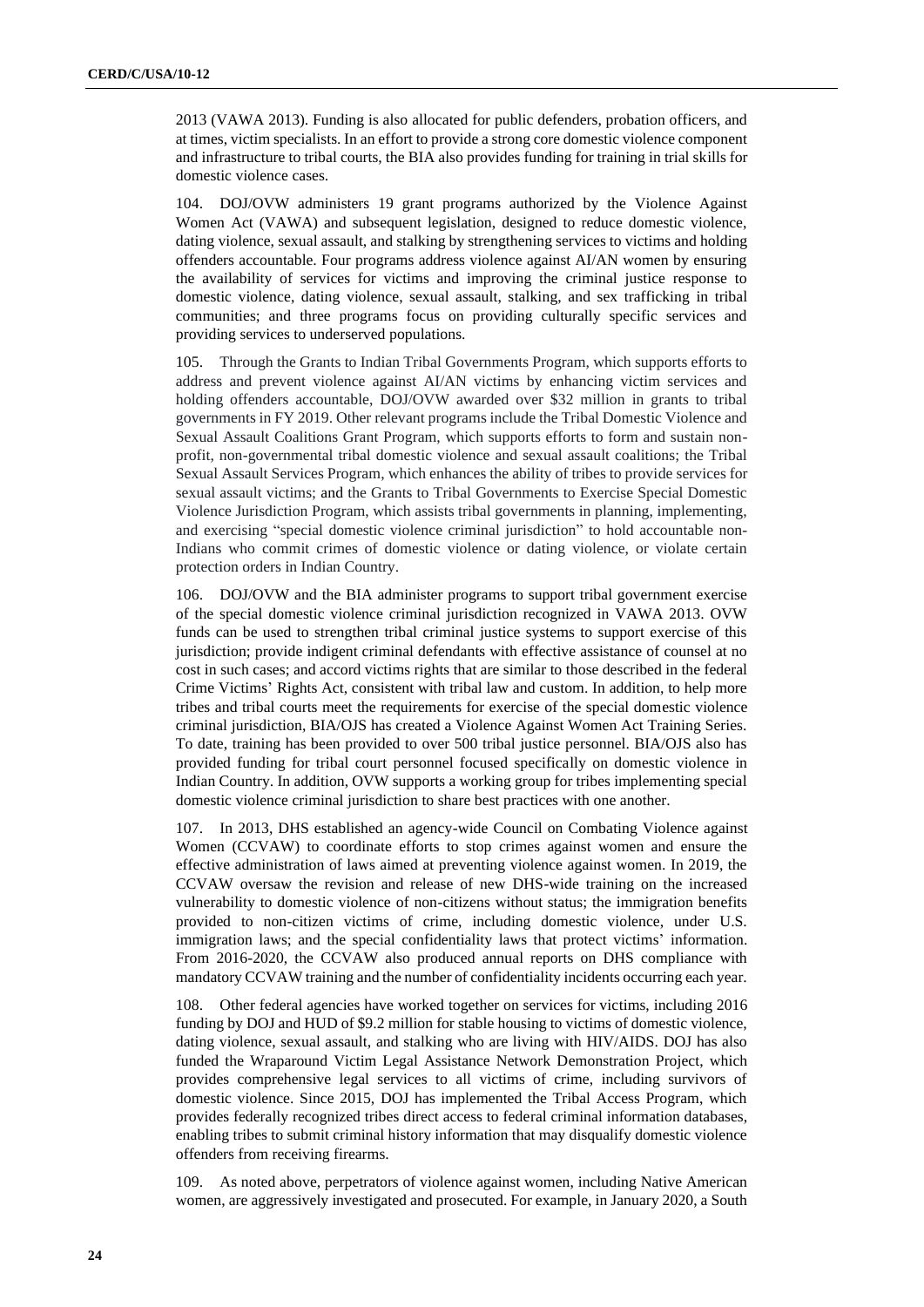2013 (VAWA 2013). Funding is also allocated for public defenders, probation officers, and at times, victim specialists. In an effort to provide a strong core domestic violence component and infrastructure to tribal courts, the BIA also provides funding for training in trial skills for domestic violence cases.

104. DOJ/OVW administers 19 grant programs authorized by the Violence Against Women Act (VAWA) and subsequent legislation, designed to reduce domestic violence, dating violence, sexual assault, and stalking by strengthening services to victims and holding offenders accountable. Four programs address violence against AI/AN women by ensuring the availability of services for victims and improving the criminal justice response to domestic violence, dating violence, sexual assault, stalking, and sex trafficking in tribal communities; and three programs focus on providing culturally specific services and providing services to underserved populations.

105. Through the Grants to Indian Tribal Governments Program, which supports efforts to address and prevent violence against AI/AN victims by enhancing victim services and holding offenders accountable, DOJ/OVW awarded over $32 million in grants to tribal governments in FY 2019. Other relevant programs include the Tribal Domestic Violence and Sexual Assault Coalitions Grant Program, which supports efforts to form and sustain non-profit, non-governmental tribal domestic violence and sexual assault coalitions; the Tribal Sexual Assault Services Program, which enhances the ability of tribes to provide services for sexual assault victims; and the Grants to Tribal Governments to Exercise Special Domestic Violence Jurisdiction Program, which assists tribal governments in planning, implementing, and exercising "special domestic violence criminal jurisdiction" to hold accountable non-Indians who commit crimes of domestic violence or dating violence, or violate certain protection orders in Indian Country.

106. DOJ/OVW and the BIA administer programs to support tribal government exercise of the special domestic violence criminal jurisdiction recognized in VAWA 2013. OVW funds can be used to strengthen tribal criminal justice systems to support exercise of this jurisdiction; provide indigent criminal defendants with effective assistance of counsel at no cost in such cases; and accord victims rights that are similar to those described in the federal Crime Victims' Rights Act, consistent with tribal law and custom. In addition, to help more tribes and tribal courts meet the requirements for exercise of the special domestic violence criminal jurisdiction, BIA/OJS has created a Violence Against Women Act Training Series. To date, training has been provided to over 500 tribal justice personnel. BIA/OJS also has provided funding for tribal court personnel focused specifically on domestic violence in Indian Country. In addition, OVW supports a working group for tribes implementing special domestic violence criminal jurisdiction to share best practices with one another.

107. In 2013, DHS established an agency-wide Council on Combating Violence against Women (CCVAW) to coordinate efforts to stop crimes against women and ensure the effective administration of laws aimed at preventing violence against women. In 2019, the CCVAW oversaw the revision and release of new DHS-wide training on the increased vulnerability to domestic violence of non-citizens without status; the immigration benefits provided to non-citizen victims of crime, including domestic violence, under U.S. immigration laws; and the special confidentiality laws that protect victims' information. From 2016-2020, the CCVAW also produced annual reports on DHS compliance with mandatory CCVAW training and the number of confidentiality incidents occurring each year.

108. Other federal agencies have worked together on services for victims, including 2016 funding by DOJ and HUD of $9.2 million for stable housing to victims of domestic violence, dating violence, sexual assault, and stalking who are living with HIV/AIDS. DOJ has also funded the Wraparound Victim Legal Assistance Network Demonstration Project, which provides comprehensive legal services to all victims of crime, including survivors of domestic violence. Since 2015, DOJ has implemented the Tribal Access Program, which provides federally recognized tribes direct access to federal criminal information databases, enabling tribes to submit criminal history information that may disqualify domestic violence offenders from receiving firearms.

109. As noted above, perpetrators of violence against women, including Native American women, are aggressively investigated and prosecuted. For example, in January 2020, a South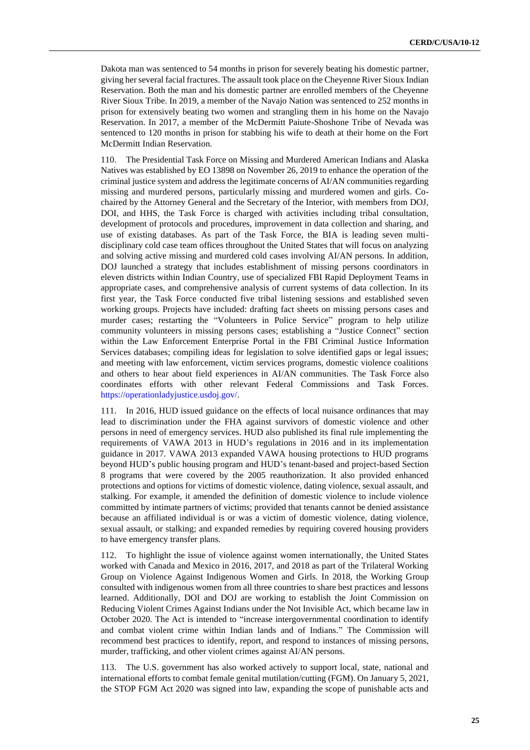Dakota man was sentenced to 54 months in prison for severely beating his domestic partner, giving her several facial fractures. The assault took place on the Cheyenne River Sioux Indian Reservation. Both the man and his domestic partner are enrolled members of the Cheyenne River Sioux Tribe. In 2019, a member of the Navajo Nation was sentenced to 252 months in prison for extensively beating two women and strangling them in his home on the Navajo Reservation. In 2017, a member of the McDermitt Paiute-Shoshone Tribe of Nevada was sentenced to 120 months in prison for stabbing his wife to death at their home on the Fort McDermitt Indian Reservation.

110. The Presidential Task Force on Missing and Murdered American Indians and Alaska Natives was established by EO 13898 on November 26, 2019 to enhance the operation of the criminal justice system and address the legitimate concerns of AI/AN communities regarding missing and murdered persons, particularly missing and murdered women and girls. Co-chaired by the Attorney General and the Secretary of the Interior, with members from DOJ, DOI, and HHS, the Task Force is charged with activities including tribal consultation, development of protocols and procedures, improvement in data collection and sharing, and use of existing databases. As part of the Task Force, the BIA is leading seven multi-disciplinary cold case team offices throughout the United States that will focus on analyzing and solving active missing and murdered cold cases involving AI/AN persons. In addition, DOJ launched a strategy that includes establishment of missing persons coordinators in eleven districts within Indian Country, use of specialized FBI Rapid Deployment Teams in appropriate cases, and comprehensive analysis of current systems of data collection. In its first year, the Task Force conducted five tribal listening sessions and established seven working groups. Projects have included: drafting fact sheets on missing persons cases and murder cases; restarting the "Volunteers in Police Service" program to help utilize community volunteers in missing persons cases; establishing a "Justice Connect" section within the Law Enforcement Enterprise Portal in the FBI Criminal Justice Information Services databases; compiling ideas for legislation to solve identified gaps or legal issues; and meeting with law enforcement, victim services programs, domestic violence coalitions and others to hear about field experiences in AI/AN communities. The Task Force also coordinates efforts with other relevant Federal Commissions and Task Forces. https://operationladyjustice.usdoj.gov/.

111. In 2016, HUD issued guidance on the effects of local nuisance ordinances that may lead to discrimination under the FHA against survivors of domestic violence and other persons in need of emergency services. HUD also published its final rule implementing the requirements of VAWA 2013 in HUD's regulations in 2016 and in its implementation guidance in 2017. VAWA 2013 expanded VAWA housing protections to HUD programs beyond HUD's public housing program and HUD's tenant-based and project-based Section 8 programs that were covered by the 2005 reauthorization. It also provided enhanced protections and options for victims of domestic violence, dating violence, sexual assault, and stalking. For example, it amended the definition of domestic violence to include violence committed by intimate partners of victims; provided that tenants cannot be denied assistance because an affiliated individual is or was a victim of domestic violence, dating violence, sexual assault, or stalking; and expanded remedies by requiring covered housing providers to have emergency transfer plans.

112. To highlight the issue of violence against women internationally, the United States worked with Canada and Mexico in 2016, 2017, and 2018 as part of the Trilateral Working Group on Violence Against Indigenous Women and Girls. In 2018, the Working Group consulted with indigenous women from all three countries to share best practices and lessons learned. Additionally, DOI and DOJ are working to establish the Joint Commission on Reducing Violent Crimes Against Indians under the Not Invisible Act, which became law in October 2020. The Act is intended to "increase intergovernmental coordination to identify and combat violent crime within Indian lands and of Indians." The Commission will recommend best practices to identify, report, and respond to instances of missing persons, murder, trafficking, and other violent crimes against AI/AN persons.

113. The U.S. government has also worked actively to support local, state, national and international efforts to combat female genital mutilation/cutting (FGM). On January 5, 2021, the STOP FGM Act 2020 was signed into law, expanding the scope of punishable acts and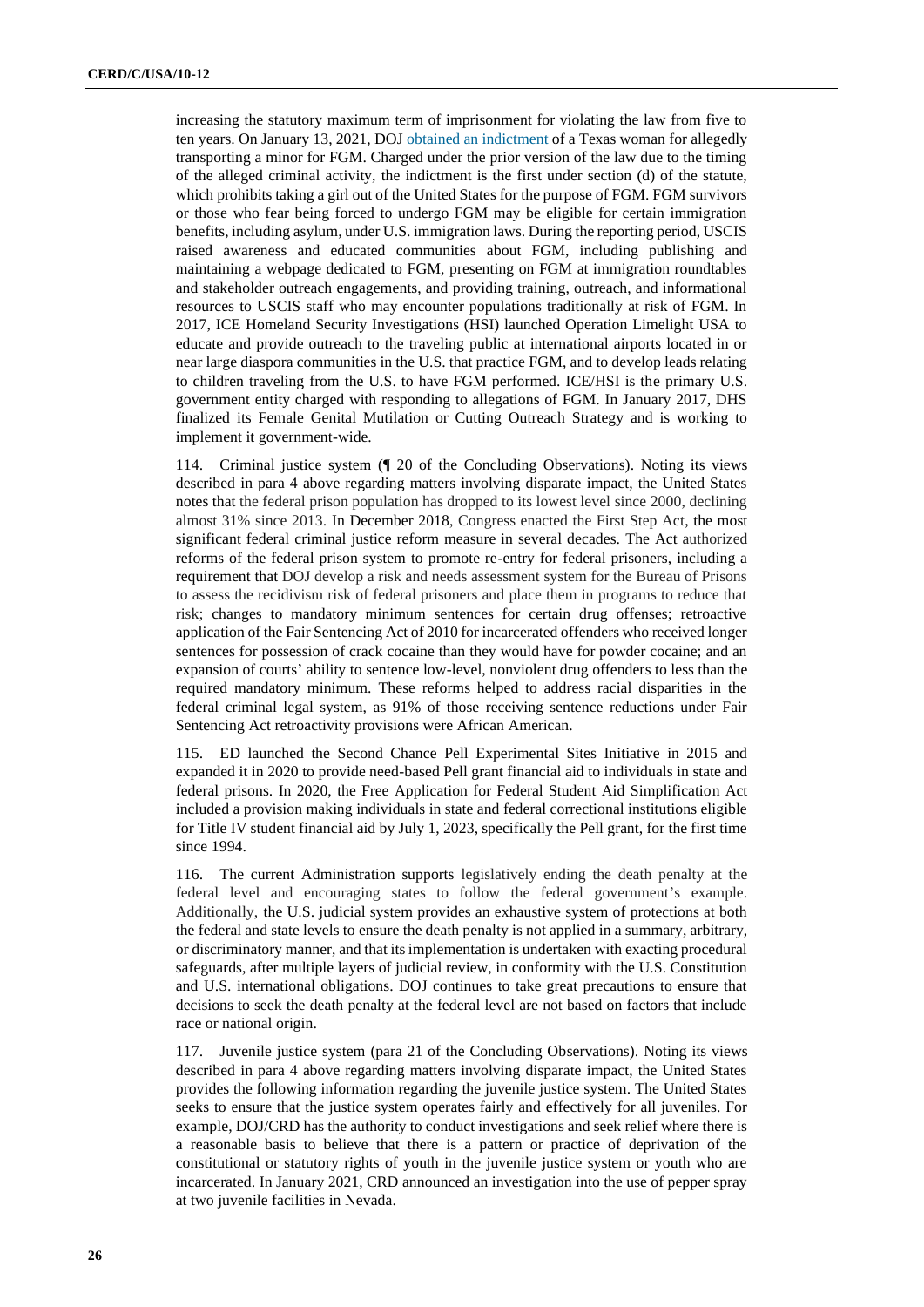increasing the statutory maximum term of imprisonment for violating the law from five to ten years. On January 13, 2021, DOJ obtained an indictment of a Texas woman for allegedly transporting a minor for FGM. Charged under the prior version of the law due to the timing of the alleged criminal activity, the indictment is the first under section (d) of the statute, which prohibits taking a girl out of the United States for the purpose of FGM. FGM survivors or those who fear being forced to undergo FGM may be eligible for certain immigration benefits, including asylum, under U.S. immigration laws. During the reporting period, USCIS raised awareness and educated communities about FGM, including publishing and maintaining a webpage dedicated to FGM, presenting on FGM at immigration roundtables and stakeholder outreach engagements, and providing training, outreach, and informational resources to USCIS staff who may encounter populations traditionally at risk of FGM. In 2017, ICE Homeland Security Investigations (HSI) launched Operation Limelight USA to educate and provide outreach to the traveling public at international airports located in or near large diaspora communities in the U.S. that practice FGM, and to develop leads relating to children traveling from the U.S. to have FGM performed. ICE/HSI is the primary U.S. government entity charged with responding to allegations of FGM. In January 2017, DHS finalized its Female Genital Mutilation or Cutting Outreach Strategy and is working to implement it government-wide.

114. Criminal justice system (¶ 20 of the Concluding Observations). Noting its views described in para 4 above regarding matters involving disparate impact, the United States notes that the federal prison population has dropped to its lowest level since 2000, declining almost 31% since 2013. In December 2018, Congress enacted the First Step Act, the most significant federal criminal justice reform measure in several decades. The Act authorized reforms of the federal prison system to promote re-entry for federal prisoners, including a requirement that DOJ develop a risk and needs assessment system for the Bureau of Prisons to assess the recidivism risk of federal prisoners and place them in programs to reduce that risk; changes to mandatory minimum sentences for certain drug offenses; retroactive application of the Fair Sentencing Act of 2010 for incarcerated offenders who received longer sentences for possession of crack cocaine than they would have for powder cocaine; and an expansion of courts' ability to sentence low-level, nonviolent drug offenders to less than the required mandatory minimum. These reforms helped to address racial disparities in the federal criminal legal system, as 91% of those receiving sentence reductions under Fair Sentencing Act retroactivity provisions were African American.

115. ED launched the Second Chance Pell Experimental Sites Initiative in 2015 and expanded it in 2020 to provide need-based Pell grant financial aid to individuals in state and federal prisons. In 2020, the Free Application for Federal Student Aid Simplification Act included a provision making individuals in state and federal correctional institutions eligible for Title IV student financial aid by July 1, 2023, specifically the Pell grant, for the first time since 1994.

116. The current Administration supports legislatively ending the death penalty at the federal level and encouraging states to follow the federal government's example. Additionally, the U.S. judicial system provides an exhaustive system of protections at both the federal and state levels to ensure the death penalty is not applied in a summary, arbitrary, or discriminatory manner, and that its implementation is undertaken with exacting procedural safeguards, after multiple layers of judicial review, in conformity with the U.S. Constitution and U.S. international obligations. DOJ continues to take great precautions to ensure that decisions to seek the death penalty at the federal level are not based on factors that include race or national origin.

117. Juvenile justice system (para 21 of the Concluding Observations). Noting its views described in para 4 above regarding matters involving disparate impact, the United States provides the following information regarding the juvenile justice system. The United States seeks to ensure that the justice system operates fairly and effectively for all juveniles. For example, DOJ/CRD has the authority to conduct investigations and seek relief where there is a reasonable basis to believe that there is a pattern or practice of deprivation of the constitutional or statutory rights of youth in the juvenile justice system or youth who are incarcerated. In January 2021, CRD announced an investigation into the use of pepper spray at two juvenile facilities in Nevada.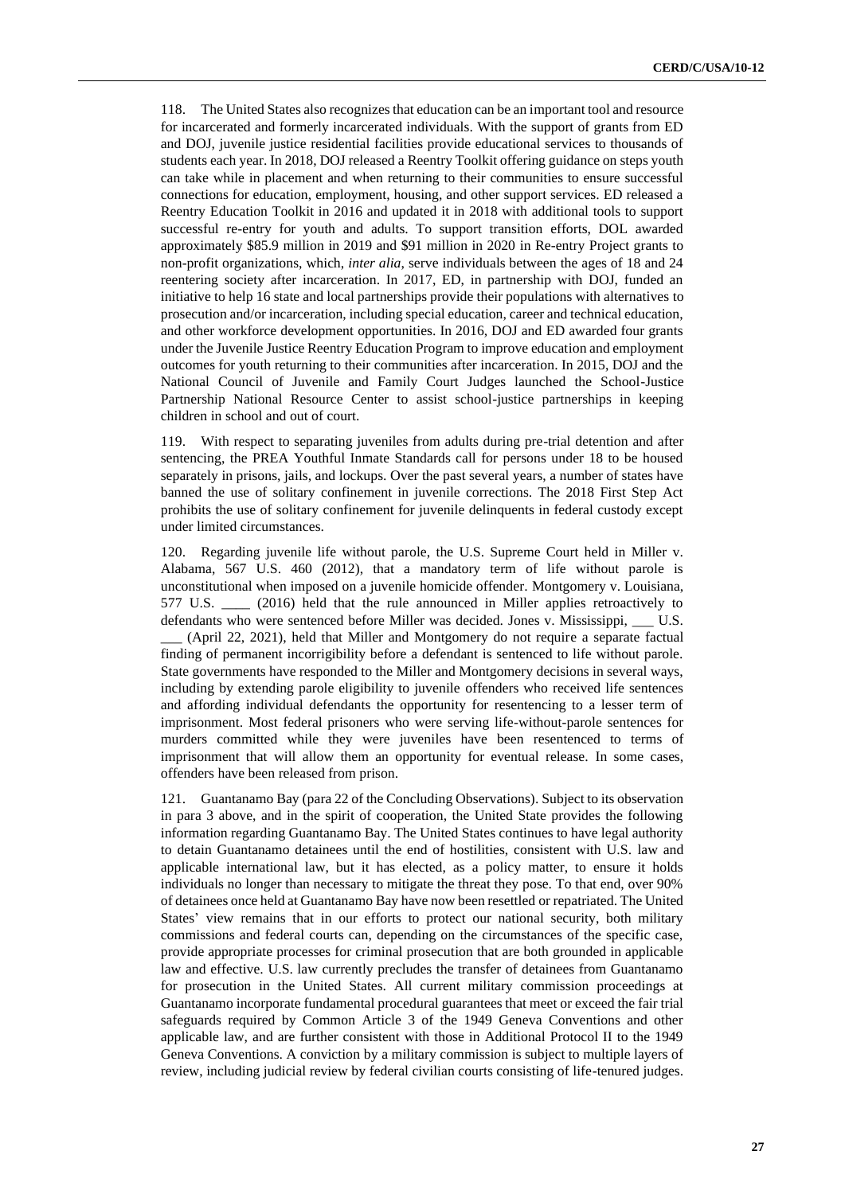118. The United States also recognizes that education can be an important tool and resource for incarcerated and formerly incarcerated individuals. With the support of grants from ED and DOJ, juvenile justice residential facilities provide educational services to thousands of students each year. In 2018, DOJ released a Reentry Toolkit offering guidance on steps youth can take while in placement and when returning to their communities to ensure successful connections for education, employment, housing, and other support services. ED released a Reentry Education Toolkit in 2016 and updated it in 2018 with additional tools to support successful re-entry for youth and adults. To support transition efforts, DOL awarded approximately $85.9 million in 2019 and $91 million in 2020 in Re-entry Project grants to non-profit organizations, which, *inter alia*, serve individuals between the ages of 18 and 24 reentering society after incarceration. In 2017, ED, in partnership with DOJ, funded an initiative to help 16 state and local partnerships provide their populations with alternatives to prosecution and/or incarceration, including special education, career and technical education, and other workforce development opportunities. In 2016, DOJ and ED awarded four grants under the Juvenile Justice Reentry Education Program to improve education and employment outcomes for youth returning to their communities after incarceration. In 2015, DOJ and the National Council of Juvenile and Family Court Judges launched the School-Justice Partnership National Resource Center to assist school-justice partnerships in keeping children in school and out of court.

119. With respect to separating juveniles from adults during pre-trial detention and after sentencing, the PREA Youthful Inmate Standards call for persons under 18 to be housed separately in prisons, jails, and lockups. Over the past several years, a number of states have banned the use of solitary confinement in juvenile corrections. The 2018 First Step Act prohibits the use of solitary confinement for juvenile delinquents in federal custody except under limited circumstances.

120. Regarding juvenile life without parole, the U.S. Supreme Court held in Miller v. Alabama, 567 U.S. 460 (2012), that a mandatory term of life without parole is unconstitutional when imposed on a juvenile homicide offender. Montgomery v. Louisiana, 577 U.S. ____ (2016) held that the rule announced in Miller applies retroactively to defendants who were sentenced before Miller was decided. Jones v. Mississippi, ___ U.S. ___ (April 22, 2021), held that Miller and Montgomery do not require a separate factual finding of permanent incorrigibility before a defendant is sentenced to life without parole. State governments have responded to the Miller and Montgomery decisions in several ways, including by extending parole eligibility to juvenile offenders who received life sentences and affording individual defendants the opportunity for resentencing to a lesser term of imprisonment. Most federal prisoners who were serving life-without-parole sentences for murders committed while they were juveniles have been resentenced to terms of imprisonment that will allow them an opportunity for eventual release. In some cases, offenders have been released from prison.

121. Guantanamo Bay (para 22 of the Concluding Observations). Subject to its observation in para 3 above, and in the spirit of cooperation, the United State provides the following information regarding Guantanamo Bay. The United States continues to have legal authority to detain Guantanamo detainees until the end of hostilities, consistent with U.S. law and applicable international law, but it has elected, as a policy matter, to ensure it holds individuals no longer than necessary to mitigate the threat they pose. To that end, over 90% of detainees once held at Guantanamo Bay have now been resettled or repatriated. The United States' view remains that in our efforts to protect our national security, both military commissions and federal courts can, depending on the circumstances of the specific case, provide appropriate processes for criminal prosecution that are both grounded in applicable law and effective. U.S. law currently precludes the transfer of detainees from Guantanamo for prosecution in the United States. All current military commission proceedings at Guantanamo incorporate fundamental procedural guarantees that meet or exceed the fair trial safeguards required by Common Article 3 of the 1949 Geneva Conventions and other applicable law, and are further consistent with those in Additional Protocol II to the 1949 Geneva Conventions. A conviction by a military commission is subject to multiple layers of review, including judicial review by federal civilian courts consisting of life-tenured judges.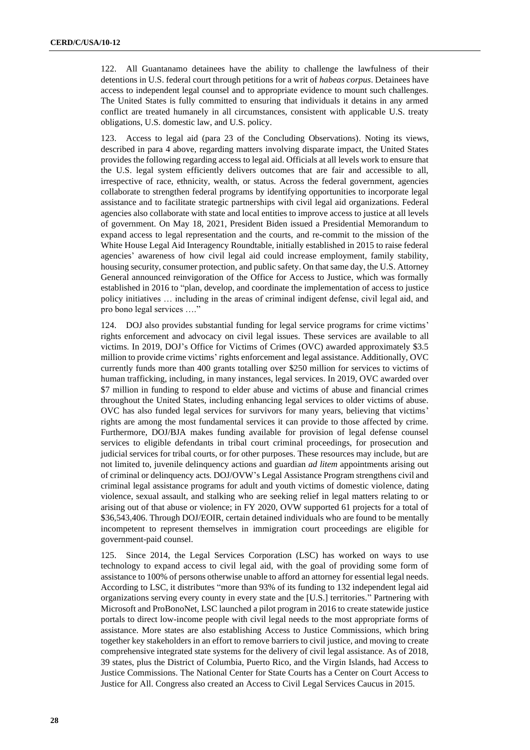122. All Guantanamo detainees have the ability to challenge the lawfulness of their detentions in U.S. federal court through petitions for a writ of *habeas corpus*. Detainees have access to independent legal counsel and to appropriate evidence to mount such challenges. The United States is fully committed to ensuring that individuals it detains in any armed conflict are treated humanely in all circumstances, consistent with applicable U.S. treaty obligations, U.S. domestic law, and U.S. policy.

123. Access to legal aid (para 23 of the Concluding Observations). Noting its views, described in para 4 above, regarding matters involving disparate impact, the United States provides the following regarding access to legal aid. Officials at all levels work to ensure that the U.S. legal system efficiently delivers outcomes that are fair and accessible to all, irrespective of race, ethnicity, wealth, or status. Across the federal government, agencies collaborate to strengthen federal programs by identifying opportunities to incorporate legal assistance and to facilitate strategic partnerships with civil legal aid organizations. Federal agencies also collaborate with state and local entities to improve access to justice at all levels of government. On May 18, 2021, President Biden issued a Presidential Memorandum to expand access to legal representation and the courts, and re-commit to the mission of the White House Legal Aid Interagency Roundtable, initially established in 2015 to raise federal agencies' awareness of how civil legal aid could increase employment, family stability, housing security, consumer protection, and public safety. On that same day, the U.S. Attorney General announced reinvigoration of the Office for Access to Justice, which was formally established in 2016 to "plan, develop, and coordinate the implementation of access to justice policy initiatives … including in the areas of criminal indigent defense, civil legal aid, and pro bono legal services …."

124. DOJ also provides substantial funding for legal service programs for crime victims' rights enforcement and advocacy on civil legal issues. These services are available to all victims. In 2019, DOJ's Office for Victims of Crimes (OVC) awarded approximately $3.5 million to provide crime victims' rights enforcement and legal assistance. Additionally, OVC currently funds more than 400 grants totalling over $250 million for services to victims of human trafficking, including, in many instances, legal services. In 2019, OVC awarded over $7 million in funding to respond to elder abuse and victims of abuse and financial crimes throughout the United States, including enhancing legal services to older victims of abuse. OVC has also funded legal services for survivors for many years, believing that victims' rights are among the most fundamental services it can provide to those affected by crime. Furthermore, DOJ/BJA makes funding available for provision of legal defense counsel services to eligible defendants in tribal court criminal proceedings, for prosecution and judicial services for tribal courts, or for other purposes. These resources may include, but are not limited to, juvenile delinquency actions and guardian *ad litem* appointments arising out of criminal or delinquency acts. DOJ/OVW's Legal Assistance Program strengthens civil and criminal legal assistance programs for adult and youth victims of domestic violence, dating violence, sexual assault, and stalking who are seeking relief in legal matters relating to or arising out of that abuse or violence; in FY 2020, OVW supported 61 projects for a total of $36,543,406. Through DOJ/EOIR, certain detained individuals who are found to be mentally incompetent to represent themselves in immigration court proceedings are eligible for government-paid counsel.

125. Since 2014, the Legal Services Corporation (LSC) has worked on ways to use technology to expand access to civil legal aid, with the goal of providing some form of assistance to 100% of persons otherwise unable to afford an attorney for essential legal needs. According to LSC, it distributes "more than 93% of its funding to 132 independent legal aid organizations serving every county in every state and the [U.S.] territories." Partnering with Microsoft and ProBonoNet, LSC launched a pilot program in 2016 to create statewide justice portals to direct low-income people with civil legal needs to the most appropriate forms of assistance. More states are also establishing Access to Justice Commissions, which bring together key stakeholders in an effort to remove barriers to civil justice, and moving to create comprehensive integrated state systems for the delivery of civil legal assistance. As of 2018, 39 states, plus the District of Columbia, Puerto Rico, and the Virgin Islands, had Access to Justice Commissions. The National Center for State Courts has a Center on Court Access to Justice for All. Congress also created an Access to Civil Legal Services Caucus in 2015.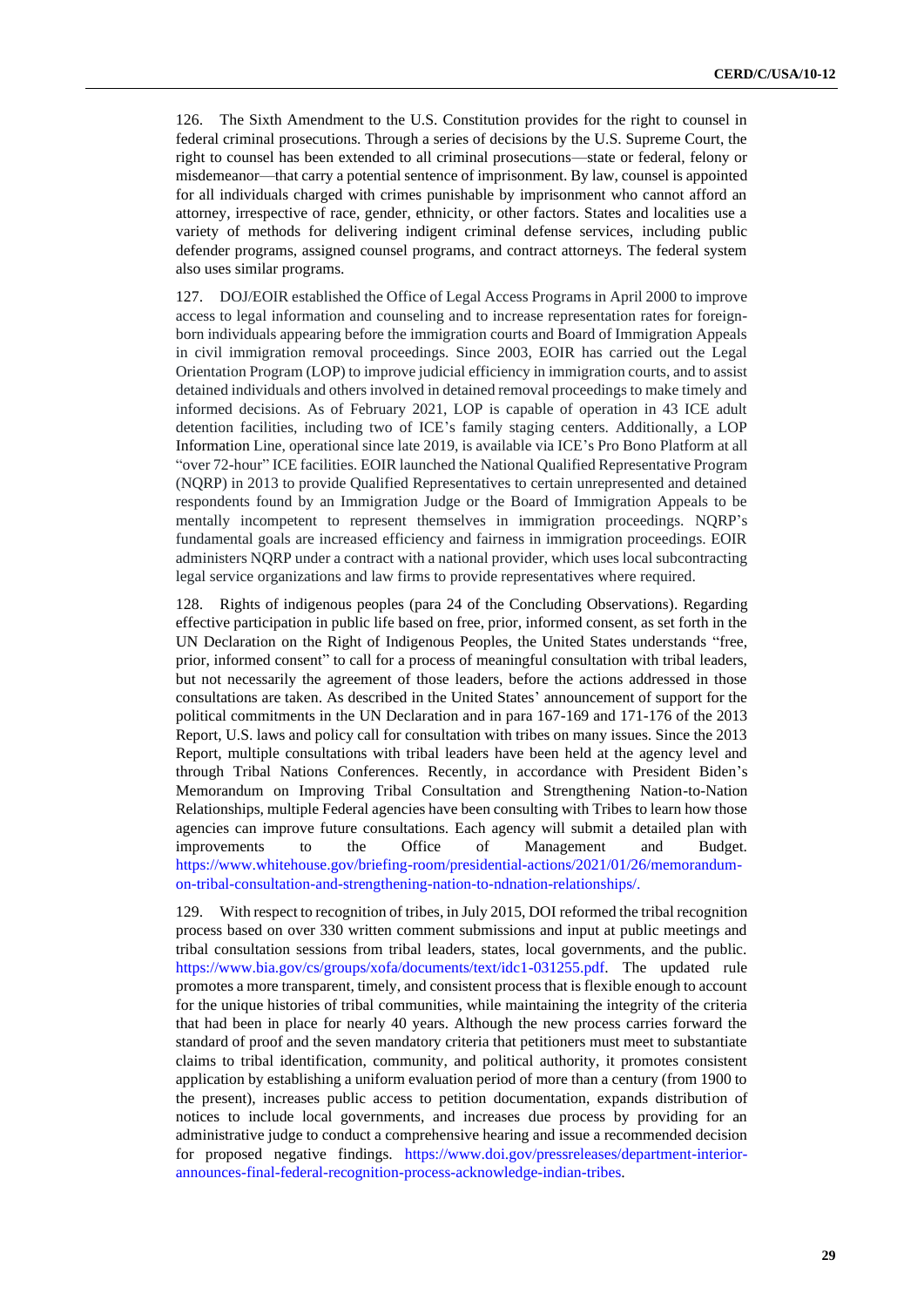126. The Sixth Amendment to the U.S. Constitution provides for the right to counsel in federal criminal prosecutions. Through a series of decisions by the U.S. Supreme Court, the right to counsel has been extended to all criminal prosecutions—state or federal, felony or misdemeanor—that carry a potential sentence of imprisonment. By law, counsel is appointed for all individuals charged with crimes punishable by imprisonment who cannot afford an attorney, irrespective of race, gender, ethnicity, or other factors. States and localities use a variety of methods for delivering indigent criminal defense services, including public defender programs, assigned counsel programs, and contract attorneys. The federal system also uses similar programs.

127. DOJ/EOIR established the Office of Legal Access Programs in April 2000 to improve access to legal information and counseling and to increase representation rates for foreign-born individuals appearing before the immigration courts and Board of Immigration Appeals in civil immigration removal proceedings. Since 2003, EOIR has carried out the Legal Orientation Program (LOP) to improve judicial efficiency in immigration courts, and to assist detained individuals and others involved in detained removal proceedings to make timely and informed decisions. As of February 2021, LOP is capable of operation in 43 ICE adult detention facilities, including two of ICE's family staging centers. Additionally, a LOP Information Line, operational since late 2019, is available via ICE's Pro Bono Platform at all "over 72-hour" ICE facilities. EOIR launched the National Qualified Representative Program (NQRP) in 2013 to provide Qualified Representatives to certain unrepresented and detained respondents found by an Immigration Judge or the Board of Immigration Appeals to be mentally incompetent to represent themselves in immigration proceedings. NQRP's fundamental goals are increased efficiency and fairness in immigration proceedings. EOIR administers NQRP under a contract with a national provider, which uses local subcontracting legal service organizations and law firms to provide representatives where required.

128. Rights of indigenous peoples (para 24 of the Concluding Observations). Regarding effective participation in public life based on free, prior, informed consent, as set forth in the UN Declaration on the Right of Indigenous Peoples, the United States understands "free, prior, informed consent" to call for a process of meaningful consultation with tribal leaders, but not necessarily the agreement of those leaders, before the actions addressed in those consultations are taken. As described in the United States' announcement of support for the political commitments in the UN Declaration and in para 167-169 and 171-176 of the 2013 Report, U.S. laws and policy call for consultation with tribes on many issues. Since the 2013 Report, multiple consultations with tribal leaders have been held at the agency level and through Tribal Nations Conferences. Recently, in accordance with President Biden's Memorandum on Improving Tribal Consultation and Strengthening Nation-to-Nation Relationships, multiple Federal agencies have been consulting with Tribes to learn how those agencies can improve future consultations. Each agency will submit a detailed plan with improvements to the Office of Management and Budget. https://www.whitehouse.gov/briefing-room/presidential-actions/2021/01/26/memorandum-on-tribal-consultation-and-strengthening-nation-to-ndnation-relationships/.

129. With respect to recognition of tribes, in July 2015, DOI reformed the tribal recognition process based on over 330 written comment submissions and input at public meetings and tribal consultation sessions from tribal leaders, states, local governments, and the public. https://www.bia.gov/cs/groups/xofa/documents/text/idc1-031255.pdf. The updated rule promotes a more transparent, timely, and consistent process that is flexible enough to account for the unique histories of tribal communities, while maintaining the integrity of the criteria that had been in place for nearly 40 years. Although the new process carries forward the standard of proof and the seven mandatory criteria that petitioners must meet to substantiate claims to tribal identification, community, and political authority, it promotes consistent application by establishing a uniform evaluation period of more than a century (from 1900 to the present), increases public access to petition documentation, expands distribution of notices to include local governments, and increases due process by providing for an administrative judge to conduct a comprehensive hearing and issue a recommended decision for proposed negative findings. https://www.doi.gov/pressreleases/department-interior-announces-final-federal-recognition-process-acknowledge-indian-tribes.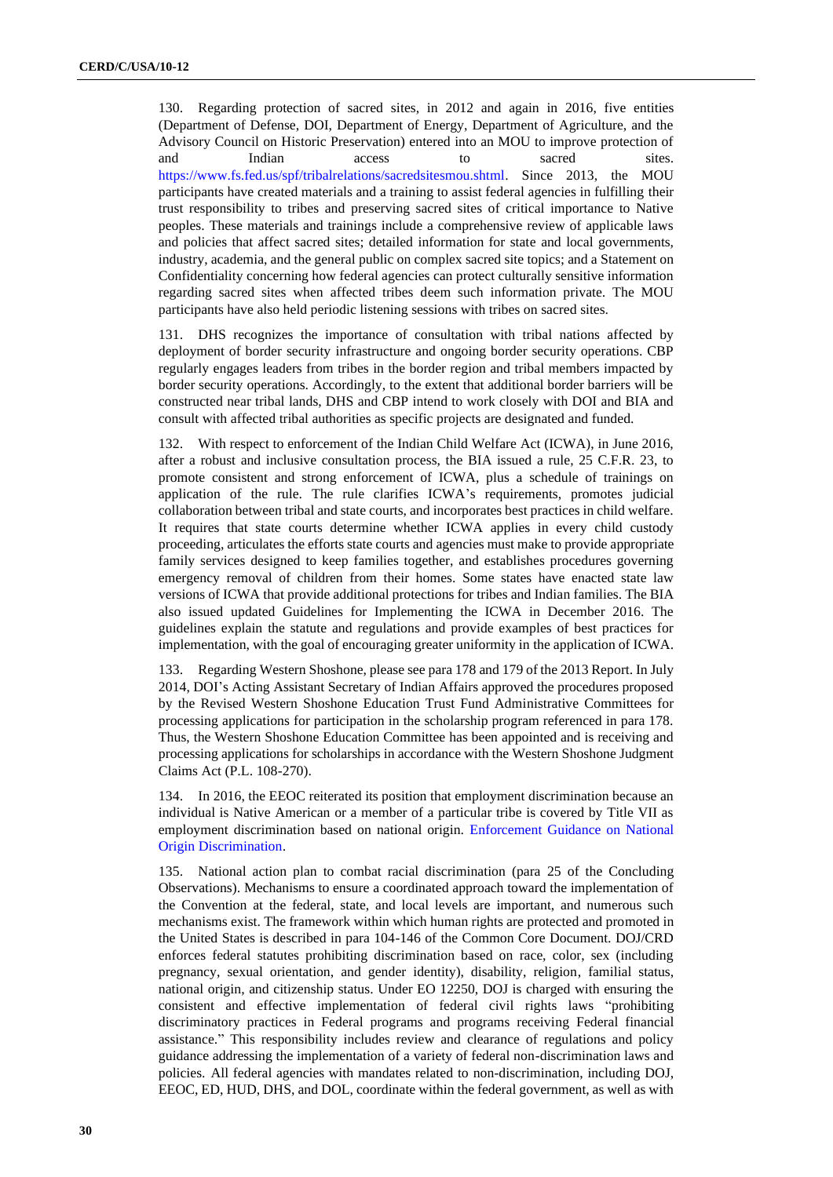130. Regarding protection of sacred sites, in 2012 and again in 2016, five entities (Department of Defense, DOI, Department of Energy, Department of Agriculture, and the Advisory Council on Historic Preservation) entered into an MOU to improve protection of and Indian access to sacred sites. https://www.fs.fed.us/spf/tribalrelations/sacredsitesmou.shtml. Since 2013, the MOU participants have created materials and a training to assist federal agencies in fulfilling their trust responsibility to tribes and preserving sacred sites of critical importance to Native peoples. These materials and trainings include a comprehensive review of applicable laws and policies that affect sacred sites; detailed information for state and local governments, industry, academia, and the general public on complex sacred site topics; and a Statement on Confidentiality concerning how federal agencies can protect culturally sensitive information regarding sacred sites when affected tribes deem such information private. The MOU participants have also held periodic listening sessions with tribes on sacred sites.

131. DHS recognizes the importance of consultation with tribal nations affected by deployment of border security infrastructure and ongoing border security operations. CBP regularly engages leaders from tribes in the border region and tribal members impacted by border security operations. Accordingly, to the extent that additional border barriers will be constructed near tribal lands, DHS and CBP intend to work closely with DOI and BIA and consult with affected tribal authorities as specific projects are designated and funded.

132. With respect to enforcement of the Indian Child Welfare Act (ICWA), in June 2016, after a robust and inclusive consultation process, the BIA issued a rule, 25 C.F.R. 23, to promote consistent and strong enforcement of ICWA, plus a schedule of trainings on application of the rule. The rule clarifies ICWA's requirements, promotes judicial collaboration between tribal and state courts, and incorporates best practices in child welfare. It requires that state courts determine whether ICWA applies in every child custody proceeding, articulates the efforts state courts and agencies must make to provide appropriate family services designed to keep families together, and establishes procedures governing emergency removal of children from their homes. Some states have enacted state law versions of ICWA that provide additional protections for tribes and Indian families. The BIA also issued updated Guidelines for Implementing the ICWA in December 2016. The guidelines explain the statute and regulations and provide examples of best practices for implementation, with the goal of encouraging greater uniformity in the application of ICWA.

133. Regarding Western Shoshone, please see para 178 and 179 of the 2013 Report. In July 2014, DOI's Acting Assistant Secretary of Indian Affairs approved the procedures proposed by the Revised Western Shoshone Education Trust Fund Administrative Committees for processing applications for participation in the scholarship program referenced in para 178. Thus, the Western Shoshone Education Committee has been appointed and is receiving and processing applications for scholarships in accordance with the Western Shoshone Judgment Claims Act (P.L. 108-270).

134. In 2016, the EEOC reiterated its position that employment discrimination because an individual is Native American or a member of a particular tribe is covered by Title VII as employment discrimination based on national origin. Enforcement Guidance on National Origin Discrimination.

135. National action plan to combat racial discrimination (para 25 of the Concluding Observations). Mechanisms to ensure a coordinated approach toward the implementation of the Convention at the federal, state, and local levels are important, and numerous such mechanisms exist. The framework within which human rights are protected and promoted in the United States is described in para 104-146 of the Common Core Document. DOJ/CRD enforces federal statutes prohibiting discrimination based on race, color, sex (including pregnancy, sexual orientation, and gender identity), disability, religion, familial status, national origin, and citizenship status. Under EO 12250, DOJ is charged with ensuring the consistent and effective implementation of federal civil rights laws "prohibiting discriminatory practices in Federal programs and programs receiving Federal financial assistance." This responsibility includes review and clearance of regulations and policy guidance addressing the implementation of a variety of federal non-discrimination laws and policies. All federal agencies with mandates related to non-discrimination, including DOJ, EEOC, ED, HUD, DHS, and DOL, coordinate within the federal government, as well as with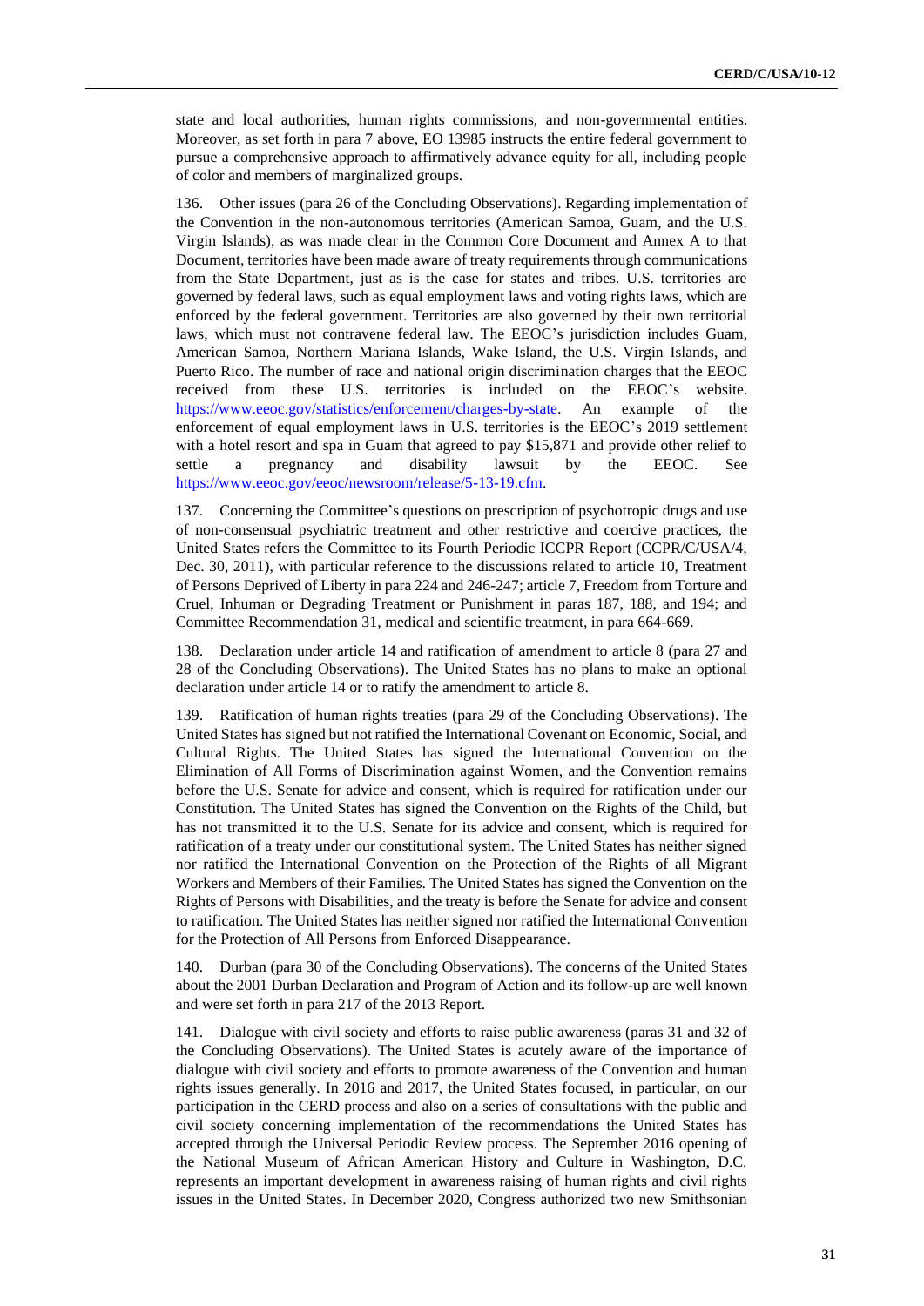state and local authorities, human rights commissions, and non-governmental entities. Moreover, as set forth in para 7 above, EO 13985 instructs the entire federal government to pursue a comprehensive approach to affirmatively advance equity for all, including people of color and members of marginalized groups.

136. Other issues (para 26 of the Concluding Observations). Regarding implementation of the Convention in the non-autonomous territories (American Samoa, Guam, and the U.S. Virgin Islands), as was made clear in the Common Core Document and Annex A to that Document, territories have been made aware of treaty requirements through communications from the State Department, just as is the case for states and tribes. U.S. territories are governed by federal laws, such as equal employment laws and voting rights laws, which are enforced by the federal government. Territories are also governed by their own territorial laws, which must not contravene federal law. The EEOC's jurisdiction includes Guam, American Samoa, Northern Mariana Islands, Wake Island, the U.S. Virgin Islands, and Puerto Rico. The number of race and national origin discrimination charges that the EEOC received from these U.S. territories is included on the EEOC's website. https://www.eeoc.gov/statistics/enforcement/charges-by-state. An example of the enforcement of equal employment laws in U.S. territories is the EEOC's 2019 settlement with a hotel resort and spa in Guam that agreed to pay $15,871 and provide other relief to settle a pregnancy and disability lawsuit by the EEOC. See https://www.eeoc.gov/eeoc/newsroom/release/5-13-19.cfm.

137. Concerning the Committee's questions on prescription of psychotropic drugs and use of non-consensual psychiatric treatment and other restrictive and coercive practices, the United States refers the Committee to its Fourth Periodic ICCPR Report (CCPR/C/USA/4, Dec. 30, 2011), with particular reference to the discussions related to article 10, Treatment of Persons Deprived of Liberty in para 224 and 246-247; article 7, Freedom from Torture and Cruel, Inhuman or Degrading Treatment or Punishment in paras 187, 188, and 194; and Committee Recommendation 31, medical and scientific treatment, in para 664-669.

138. Declaration under article 14 and ratification of amendment to article 8 (para 27 and 28 of the Concluding Observations). The United States has no plans to make an optional declaration under article 14 or to ratify the amendment to article 8.

139. Ratification of human rights treaties (para 29 of the Concluding Observations). The United States has signed but not ratified the International Covenant on Economic, Social, and Cultural Rights. The United States has signed the International Convention on the Elimination of All Forms of Discrimination against Women, and the Convention remains before the U.S. Senate for advice and consent, which is required for ratification under our Constitution. The United States has signed the Convention on the Rights of the Child, but has not transmitted it to the U.S. Senate for its advice and consent, which is required for ratification of a treaty under our constitutional system. The United States has neither signed nor ratified the International Convention on the Protection of the Rights of all Migrant Workers and Members of their Families. The United States has signed the Convention on the Rights of Persons with Disabilities, and the treaty is before the Senate for advice and consent to ratification. The United States has neither signed nor ratified the International Convention for the Protection of All Persons from Enforced Disappearance.

140. Durban (para 30 of the Concluding Observations). The concerns of the United States about the 2001 Durban Declaration and Program of Action and its follow-up are well known and were set forth in para 217 of the 2013 Report.

141. Dialogue with civil society and efforts to raise public awareness (paras 31 and 32 of the Concluding Observations). The United States is acutely aware of the importance of dialogue with civil society and efforts to promote awareness of the Convention and human rights issues generally. In 2016 and 2017, the United States focused, in particular, on our participation in the CERD process and also on a series of consultations with the public and civil society concerning implementation of the recommendations the United States has accepted through the Universal Periodic Review process. The September 2016 opening of the National Museum of African American History and Culture in Washington, D.C. represents an important development in awareness raising of human rights and civil rights issues in the United States. In December 2020, Congress authorized two new Smithsonian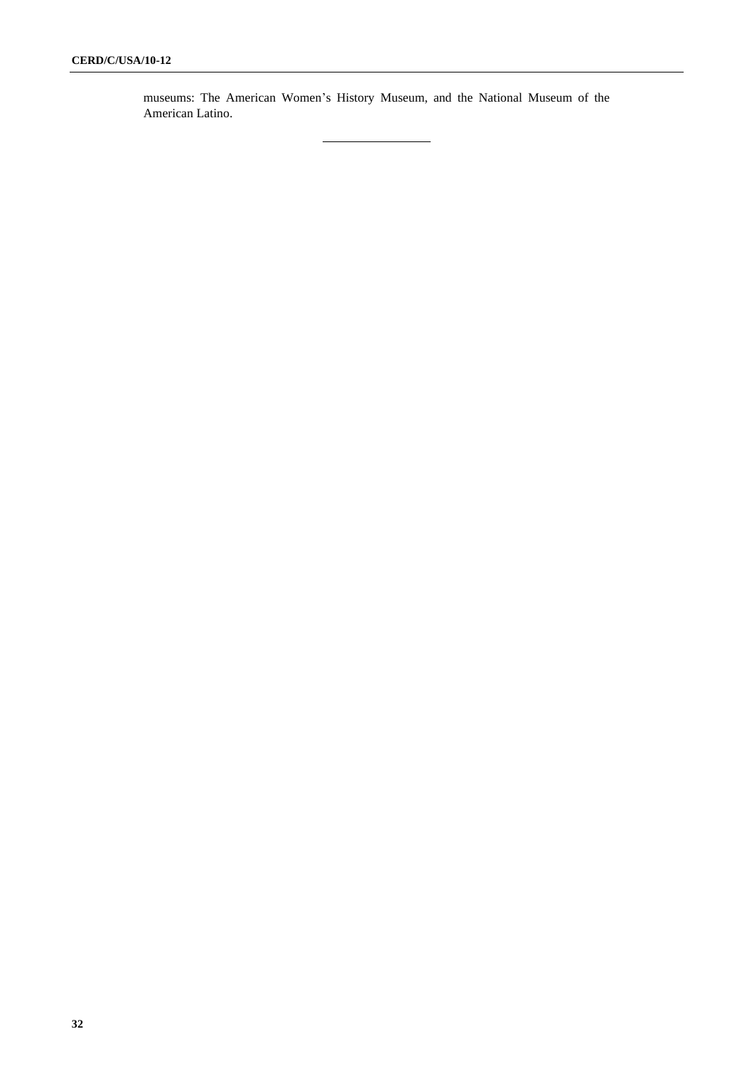museums: The American Women's History Museum, and the National Museum of the American Latino.